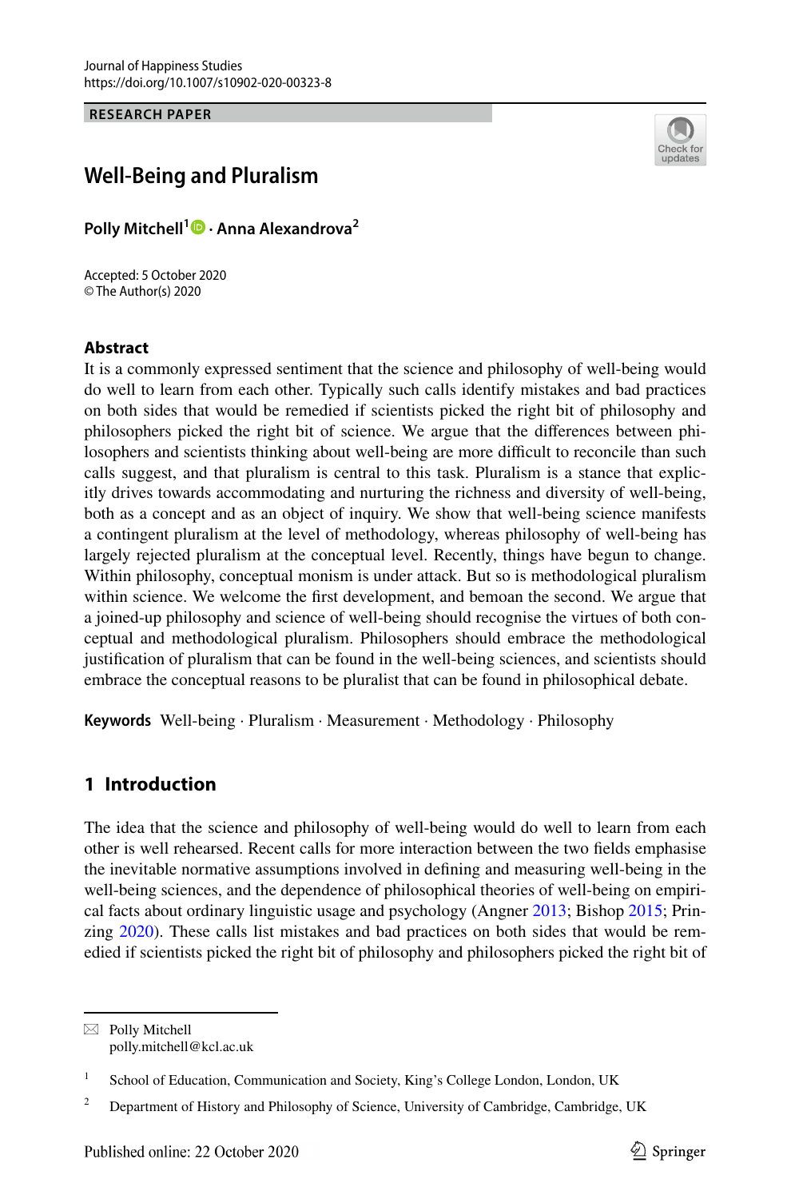Journal of Happiness Studies
https://doi.org/10.1007/s10902-020-00323-8

RESEARCH PAPER

# Well-Being and Pluralism

**Polly Mitchell**[1] · **Anna Alexandrova**[2]

Accepted: 5 October 2020
© The Author(s) 2020

## Abstract

It is a commonly expressed sentiment that the science and philosophy of well-being would do well to learn from each other. Typically such calls identify mistakes and bad practices on both sides that would be remedied if scientists picked the right bit of philosophy and philosophers picked the right bit of science. We argue that the differences between philosophers and scientists thinking about well-being are more difficult to reconcile than such calls suggest, and that pluralism is central to this task. Pluralism is a stance that explicitly drives towards accommodating and nurturing the richness and diversity of well-being, both as a concept and as an object of inquiry. We show that well-being science manifests a contingent pluralism at the level of methodology, whereas philosophy of well-being has largely rejected pluralism at the conceptual level. Recently, things have begun to change. Within philosophy, conceptual monism is under attack. But so is methodological pluralism within science. We welcome the first development, and bemoan the second. We argue that a joined-up philosophy and science of well-being should recognise the virtues of both conceptual and methodological pluralism. Philosophers should embrace the methodological justification of pluralism that can be found in the well-being sciences, and scientists should embrace the conceptual reasons to be pluralist that can be found in philosophical debate.

**Keywords** Well-being · Pluralism · Measurement · Methodology · Philosophy

## 1 Introduction

The idea that the science and philosophy of well-being would do well to learn from each other is well rehearsed. Recent calls for more interaction between the two fields emphasise the inevitable normative assumptions involved in defining and measuring well-being in the well-being sciences, and the dependence of philosophical theories of well-being on empirical facts about ordinary linguistic usage and psychology (Angner 2013; Bishop 2015; Prinzing 2020). These calls list mistakes and bad practices on both sides that would be remedied if scientists picked the right bit of philosophy and philosophers picked the right bit of

---

Polly Mitchell
polly.mitchell@kcl.ac.uk

[1] School of Education, Communication and Society, King's College London, London, UK

[2] Department of History and Philosophy of Science, University of Cambridge, Cambridge, UK

Published online: 22 October 2020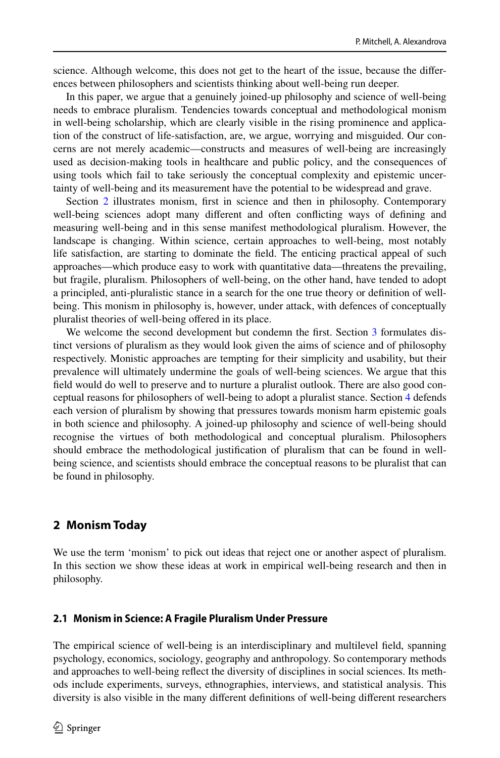science. Although welcome, this does not get to the heart of the issue, because the differences between philosophers and scientists thinking about well-being run deeper.

In this paper, we argue that a genuinely joined-up philosophy and science of well-being needs to embrace pluralism. Tendencies towards conceptual and methodological monism in well-being scholarship, which are clearly visible in the rising prominence and application of the construct of life-satisfaction, are, we argue, worrying and misguided. Our concerns are not merely academic—constructs and measures of well-being are increasingly used as decision-making tools in healthcare and public policy, and the consequences of using tools which fail to take seriously the conceptual complexity and epistemic uncertainty of well-being and its measurement have the potential to be widespread and grave.

Section 2 illustrates monism, first in science and then in philosophy. Contemporary well-being sciences adopt many different and often conflicting ways of defining and measuring well-being and in this sense manifest methodological pluralism. However, the landscape is changing. Within science, certain approaches to well-being, most notably life satisfaction, are starting to dominate the field. The enticing practical appeal of such approaches—which produce easy to work with quantitative data—threatens the prevailing, but fragile, pluralism. Philosophers of well-being, on the other hand, have tended to adopt a principled, anti-pluralistic stance in a search for the one true theory or definition of well-being. This monism in philosophy is, however, under attack, with defences of conceptually pluralist theories of well-being offered in its place.

We welcome the second development but condemn the first. Section 3 formulates distinct versions of pluralism as they would look given the aims of science and of philosophy respectively. Monistic approaches are tempting for their simplicity and usability, but their prevalence will ultimately undermine the goals of well-being sciences. We argue that this field would do well to preserve and to nurture a pluralist outlook. There are also good conceptual reasons for philosophers of well-being to adopt a pluralist stance. Section 4 defends each version of pluralism by showing that pressures towards monism harm epistemic goals in both science and philosophy. A joined-up philosophy and science of well-being should recognise the virtues of both methodological and conceptual pluralism. Philosophers should embrace the methodological justification of pluralism that can be found in well-being science, and scientists should embrace the conceptual reasons to be pluralist that can be found in philosophy.

## 2 Monism Today

We use the term 'monism' to pick out ideas that reject one or another aspect of pluralism. In this section we show these ideas at work in empirical well-being research and then in philosophy.

### 2.1 Monism in Science: A Fragile Pluralism Under Pressure

The empirical science of well-being is an interdisciplinary and multilevel field, spanning psychology, economics, sociology, geography and anthropology. So contemporary methods and approaches to well-being reflect the diversity of disciplines in social sciences. Its methods include experiments, surveys, ethnographies, interviews, and statistical analysis. This diversity is also visible in the many different definitions of well-being different researchers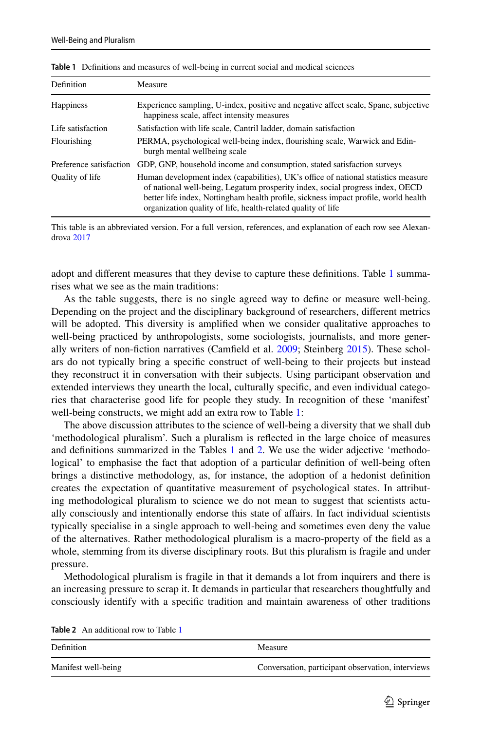**Table 1** Definitions and measures of well-being in current social and medical sciences

| Definition | Measure |
|---|---|
| Happiness | Experience sampling, U-index, positive and negative affect scale, Spane, subjective happiness scale, affect intensity measures |
| Life satisfaction | Satisfaction with life scale, Cantril ladder, domain satisfaction |
| Flourishing | PERMA, psychological well-being index, flourishing scale, Warwick and Edinburgh mental wellbeing scale |
| Preference satisfaction | GDP, GNP, household income and consumption, stated satisfaction surveys |
| Quality of life | Human development index (capabilities), UK's office of national statistics measure of national well-being, Legatum prosperity index, social progress index, OECD better life index, Nottingham health profile, sickness impact profile, world health organization quality of life, health-related quality of life |

This table is an abbreviated version. For a full version, references, and explanation of each row see Alexandrova 2017

adopt and different measures that they devise to capture these definitions. Table 1 summarises what we see as the main traditions:

As the table suggests, there is no single agreed way to define or measure well-being. Depending on the project and the disciplinary background of researchers, different metrics will be adopted. This diversity is amplified when we consider qualitative approaches to well-being practiced by anthropologists, some sociologists, journalists, and more generally writers of non-fiction narratives (Camfield et al. 2009; Steinberg 2015). These scholars do not typically bring a specific construct of well-being to their projects but instead they reconstruct it in conversation with their subjects. Using participant observation and extended interviews they unearth the local, culturally specific, and even individual categories that characterise good life for people they study. In recognition of these 'manifest' well-being constructs, we might add an extra row to Table 1:

The above discussion attributes to the science of well-being a diversity that we shall dub 'methodological pluralism'. Such a pluralism is reflected in the large choice of measures and definitions summarized in the Tables 1 and 2. We use the wider adjective 'methodological' to emphasise the fact that adoption of a particular definition of well-being often brings a distinctive methodology, as, for instance, the adoption of a hedonist definition creates the expectation of quantitative measurement of psychological states. In attributing methodological pluralism to science we do not mean to suggest that scientists actually consciously and intentionally endorse this state of affairs. In fact individual scientists typically specialise in a single approach to well-being and sometimes even deny the value of the alternatives. Rather methodological pluralism is a macro-property of the field as a whole, stemming from its diverse disciplinary roots. But this pluralism is fragile and under pressure.

Methodological pluralism is fragile in that it demands a lot from inquirers and there is an increasing pressure to scrap it. It demands in particular that researchers thoughtfully and consciously identify with a specific tradition and maintain awareness of other traditions

**Table 2** An additional row to Table 1

| Definition | Measure |
|---|---|
| Manifest well-being | Conversation, participant observation, interviews |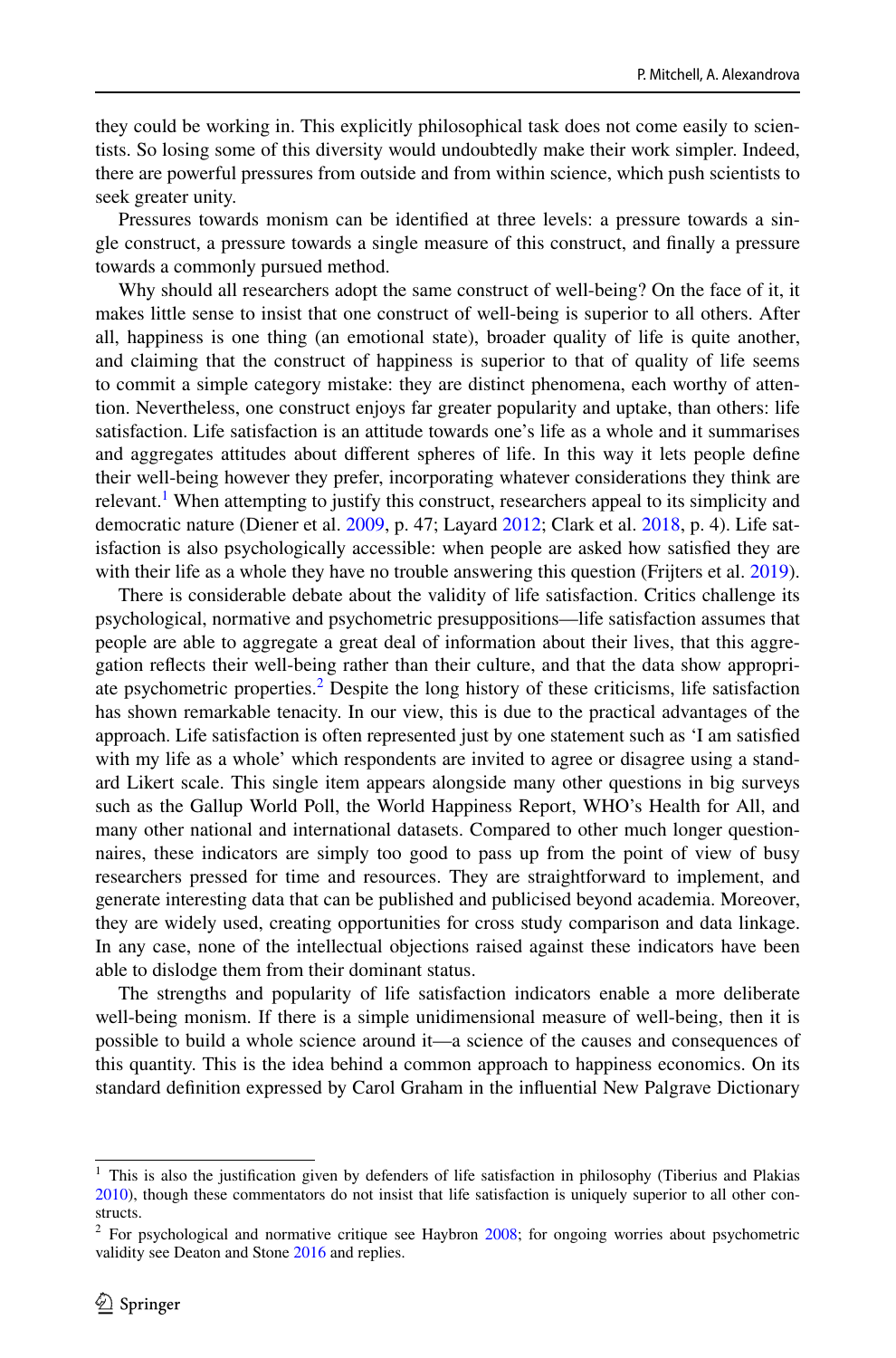they could be working in. This explicitly philosophical task does not come easily to scientists. So losing some of this diversity would undoubtedly make their work simpler. Indeed, there are powerful pressures from outside and from within science, which push scientists to seek greater unity.

Pressures towards monism can be identified at three levels: a pressure towards a single construct, a pressure towards a single measure of this construct, and finally a pressure towards a commonly pursued method.

Why should all researchers adopt the same construct of well-being? On the face of it, it makes little sense to insist that one construct of well-being is superior to all others. After all, happiness is one thing (an emotional state), broader quality of life is quite another, and claiming that the construct of happiness is superior to that of quality of life seems to commit a simple category mistake: they are distinct phenomena, each worthy of attention. Nevertheless, one construct enjoys far greater popularity and uptake, than others: life satisfaction. Life satisfaction is an attitude towards one's life as a whole and it summarises and aggregates attitudes about different spheres of life. In this way it lets people define their well-being however they prefer, incorporating whatever considerations they think are relevant.[1] When attempting to justify this construct, researchers appeal to its simplicity and democratic nature (Diener et al. 2009, p. 47; Layard 2012; Clark et al. 2018, p. 4). Life satisfaction is also psychologically accessible: when people are asked how satisfied they are with their life as a whole they have no trouble answering this question (Frijters et al. 2019).

There is considerable debate about the validity of life satisfaction. Critics challenge its psychological, normative and psychometric presuppositions—life satisfaction assumes that people are able to aggregate a great deal of information about their lives, that this aggregation reflects their well-being rather than their culture, and that the data show appropriate psychometric properties.[2] Despite the long history of these criticisms, life satisfaction has shown remarkable tenacity. In our view, this is due to the practical advantages of the approach. Life satisfaction is often represented just by one statement such as 'I am satisfied with my life as a whole' which respondents are invited to agree or disagree using a standard Likert scale. This single item appears alongside many other questions in big surveys such as the Gallup World Poll, the World Happiness Report, WHO's Health for All, and many other national and international datasets. Compared to other much longer questionnaires, these indicators are simply too good to pass up from the point of view of busy researchers pressed for time and resources. They are straightforward to implement, and generate interesting data that can be published and publicised beyond academia. Moreover, they are widely used, creating opportunities for cross study comparison and data linkage. In any case, none of the intellectual objections raised against these indicators have been able to dislodge them from their dominant status.

The strengths and popularity of life satisfaction indicators enable a more deliberate well-being monism. If there is a simple unidimensional measure of well-being, then it is possible to build a whole science around it—a science of the causes and consequences of this quantity. This is the idea behind a common approach to happiness economics. On its standard definition expressed by Carol Graham in the influential New Palgrave Dictionary

---

[1] This is also the justification given by defenders of life satisfaction in philosophy (Tiberius and Plakias 2010), though these commentators do not insist that life satisfaction is uniquely superior to all other constructs.

[2] For psychological and normative critique see Haybron 2008; for ongoing worries about psychometric validity see Deaton and Stone 2016 and replies.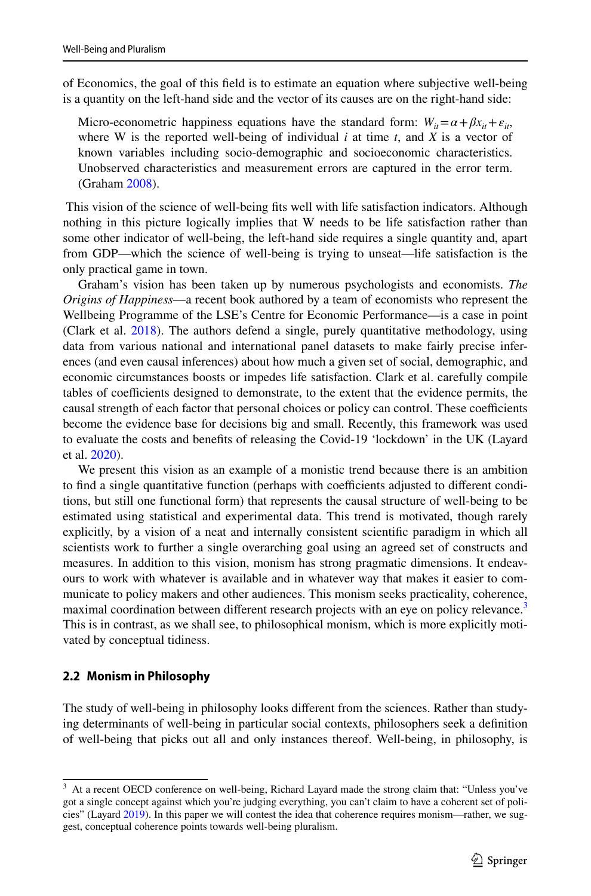of Economics, the goal of this field is to estimate an equation where subjective well-being is a quantity on the left-hand side and the vector of its causes are on the right-hand side:

> Micro-econometric happiness equations have the standard form: $W_{it} = \alpha + \beta x_{it} + \varepsilon_{it}$, where W is the reported well-being of individual $i$ at time $t$, and $X$ is a vector of known variables including socio-demographic and socioeconomic characteristics. Unobserved characteristics and measurement errors are captured in the error term. (Graham 2008).

This vision of the science of well-being fits well with life satisfaction indicators. Although nothing in this picture logically implies that W needs to be life satisfaction rather than some other indicator of well-being, the left-hand side requires a single quantity and, apart from GDP—which the science of well-being is trying to unseat—life satisfaction is the only practical game in town.

Graham's vision has been taken up by numerous psychologists and economists. *The Origins of Happiness*—a recent book authored by a team of economists who represent the Wellbeing Programme of the LSE's Centre for Economic Performance—is a case in point (Clark et al. 2018). The authors defend a single, purely quantitative methodology, using data from various national and international panel datasets to make fairly precise inferences (and even causal inferences) about how much a given set of social, demographic, and economic circumstances boosts or impedes life satisfaction. Clark et al. carefully compile tables of coefficients designed to demonstrate, to the extent that the evidence permits, the causal strength of each factor that personal choices or policy can control. These coefficients become the evidence base for decisions big and small. Recently, this framework was used to evaluate the costs and benefits of releasing the Covid-19 'lockdown' in the UK (Layard et al. 2020).

We present this vision as an example of a monistic trend because there is an ambition to find a single quantitative function (perhaps with coefficients adjusted to different conditions, but still one functional form) that represents the causal structure of well-being to be estimated using statistical and experimental data. This trend is motivated, though rarely explicitly, by a vision of a neat and internally consistent scientific paradigm in which all scientists work to further a single overarching goal using an agreed set of constructs and measures. In addition to this vision, monism has strong pragmatic dimensions. It endeavours to work with whatever is available and in whatever way that makes it easier to communicate to policy makers and other audiences. This monism seeks practicality, coherence, maximal coordination between different research projects with an eye on policy relevance.[3] This is in contrast, as we shall see, to philosophical monism, which is more explicitly motivated by conceptual tidiness.

### 2.2 Monism in Philosophy

The study of well-being in philosophy looks different from the sciences. Rather than studying determinants of well-being in particular social contexts, philosophers seek a definition of well-being that picks out all and only instances thereof. Well-being, in philosophy, is

---

[3] At a recent OECD conference on well-being, Richard Layard made the strong claim that: "Unless you've got a single concept against which you're judging everything, you can't claim to have a coherent set of policies" (Layard 2019). In this paper we will contest the idea that coherence requires monism—rather, we suggest, conceptual coherence points towards well-being pluralism.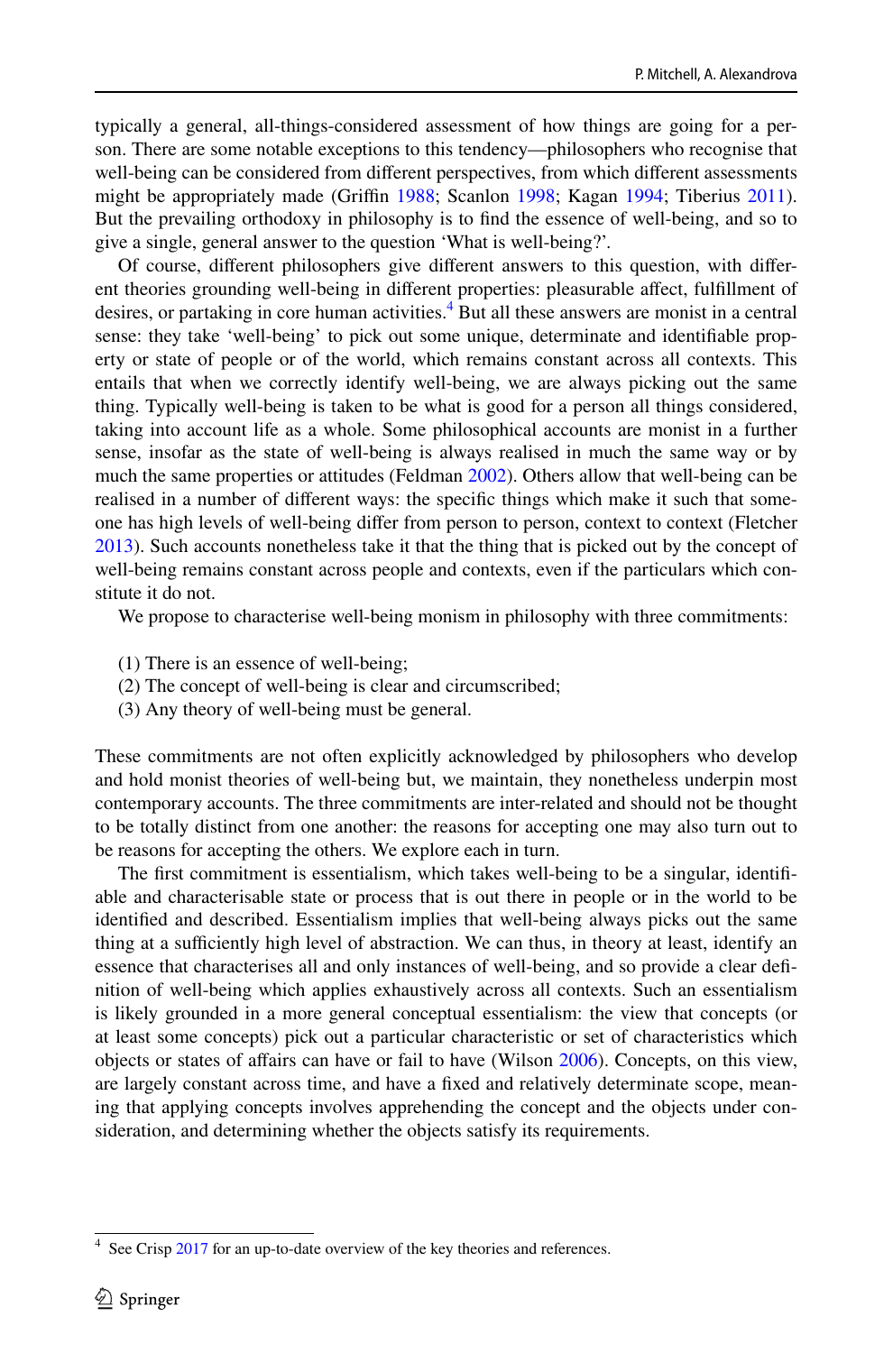typically a general, all-things-considered assessment of how things are going for a person. There are some notable exceptions to this tendency—philosophers who recognise that well-being can be considered from different perspectives, from which different assessments might be appropriately made (Griffin 1988; Scanlon 1998; Kagan 1994; Tiberius 2011). But the prevailing orthodoxy in philosophy is to find the essence of well-being, and so to give a single, general answer to the question 'What is well-being?'.

Of course, different philosophers give different answers to this question, with different theories grounding well-being in different properties: pleasurable affect, fulfillment of desires, or partaking in core human activities.[4] But all these answers are monist in a central sense: they take 'well-being' to pick out some unique, determinate and identifiable property or state of people or of the world, which remains constant across all contexts. This entails that when we correctly identify well-being, we are always picking out the same thing. Typically well-being is taken to be what is good for a person all things considered, taking into account life as a whole. Some philosophical accounts are monist in a further sense, insofar as the state of well-being is always realised in much the same way or by much the same properties or attitudes (Feldman 2002). Others allow that well-being can be realised in a number of different ways: the specific things which make it such that someone has high levels of well-being differ from person to person, context to context (Fletcher 2013). Such accounts nonetheless take it that the thing that is picked out by the concept of well-being remains constant across people and contexts, even if the particulars which constitute it do not.

We propose to characterise well-being monism in philosophy with three commitments:

(1) There is an essence of well-being;
(2) The concept of well-being is clear and circumscribed;
(3) Any theory of well-being must be general.

These commitments are not often explicitly acknowledged by philosophers who develop and hold monist theories of well-being but, we maintain, they nonetheless underpin most contemporary accounts. The three commitments are inter-related and should not be thought to be totally distinct from one another: the reasons for accepting one may also turn out to be reasons for accepting the others. We explore each in turn.

The first commitment is essentialism, which takes well-being to be a singular, identifiable and characterisable state or process that is out there in people or in the world to be identified and described. Essentialism implies that well-being always picks out the same thing at a sufficiently high level of abstraction. We can thus, in theory at least, identify an essence that characterises all and only instances of well-being, and so provide a clear definition of well-being which applies exhaustively across all contexts. Such an essentialism is likely grounded in a more general conceptual essentialism: the view that concepts (or at least some concepts) pick out a particular characteristic or set of characteristics which objects or states of affairs can have or fail to have (Wilson 2006). Concepts, on this view, are largely constant across time, and have a fixed and relatively determinate scope, meaning that applying concepts involves apprehending the concept and the objects under consideration, and determining whether the objects satisfy its requirements.

[4] See Crisp 2017 for an up-to-date overview of the key theories and references.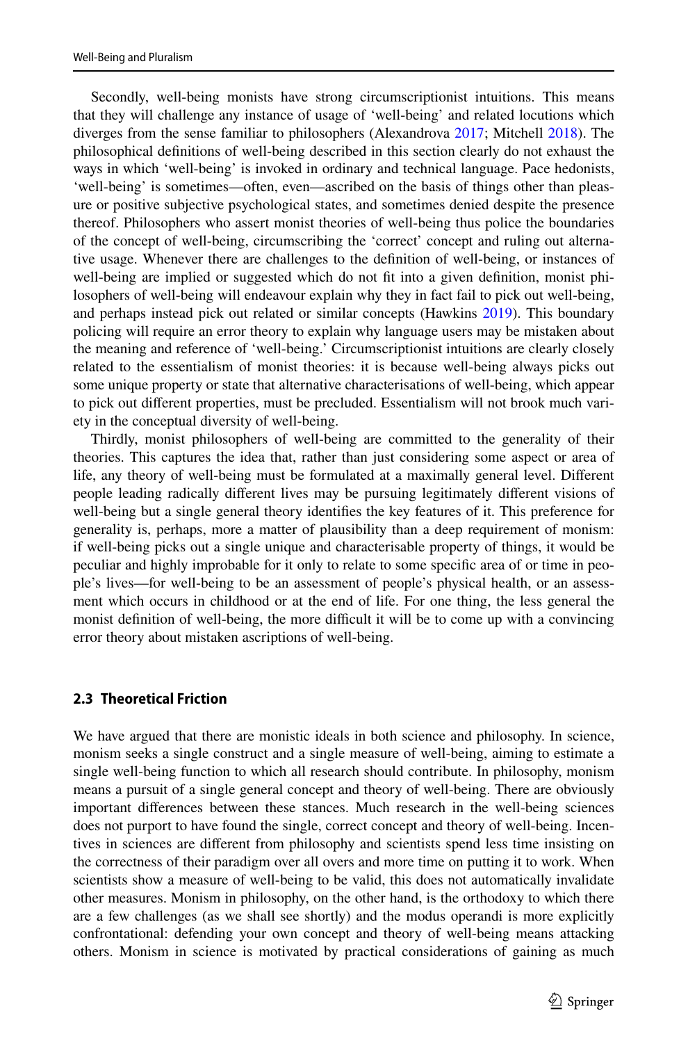Secondly, well-being monists have strong circumscriptionist intuitions. This means that they will challenge any instance of usage of 'well-being' and related locutions which diverges from the sense familiar to philosophers (Alexandrova 2017; Mitchell 2018). The philosophical definitions of well-being described in this section clearly do not exhaust the ways in which 'well-being' is invoked in ordinary and technical language. Pace hedonists, 'well-being' is sometimes—often, even—ascribed on the basis of things other than pleasure or positive subjective psychological states, and sometimes denied despite the presence thereof. Philosophers who assert monist theories of well-being thus police the boundaries of the concept of well-being, circumscribing the 'correct' concept and ruling out alternative usage. Whenever there are challenges to the definition of well-being, or instances of well-being are implied or suggested which do not fit into a given definition, monist philosophers of well-being will endeavour explain why they in fact fail to pick out well-being, and perhaps instead pick out related or similar concepts (Hawkins 2019). This boundary policing will require an error theory to explain why language users may be mistaken about the meaning and reference of 'well-being.' Circumscriptionist intuitions are clearly closely related to the essentialism of monist theories: it is because well-being always picks out some unique property or state that alternative characterisations of well-being, which appear to pick out different properties, must be precluded. Essentialism will not brook much variety in the conceptual diversity of well-being.

Thirdly, monist philosophers of well-being are committed to the generality of their theories. This captures the idea that, rather than just considering some aspect or area of life, any theory of well-being must be formulated at a maximally general level. Different people leading radically different lives may be pursuing legitimately different visions of well-being but a single general theory identifies the key features of it. This preference for generality is, perhaps, more a matter of plausibility than a deep requirement of monism: if well-being picks out a single unique and characterisable property of things, it would be peculiar and highly improbable for it only to relate to some specific area of or time in people's lives—for well-being to be an assessment of people's physical health, or an assessment which occurs in childhood or at the end of life. For one thing, the less general the monist definition of well-being, the more difficult it will be to come up with a convincing error theory about mistaken ascriptions of well-being.

### 2.3 Theoretical Friction

We have argued that there are monistic ideals in both science and philosophy. In science, monism seeks a single construct and a single measure of well-being, aiming to estimate a single well-being function to which all research should contribute. In philosophy, monism means a pursuit of a single general concept and theory of well-being. There are obviously important differences between these stances. Much research in the well-being sciences does not purport to have found the single, correct concept and theory of well-being. Incentives in sciences are different from philosophy and scientists spend less time insisting on the correctness of their paradigm over all overs and more time on putting it to work. When scientists show a measure of well-being to be valid, this does not automatically invalidate other measures. Monism in philosophy, on the other hand, is the orthodoxy to which there are a few challenges (as we shall see shortly) and the modus operandi is more explicitly confrontational: defending your own concept and theory of well-being means attacking others. Monism in science is motivated by practical considerations of gaining as much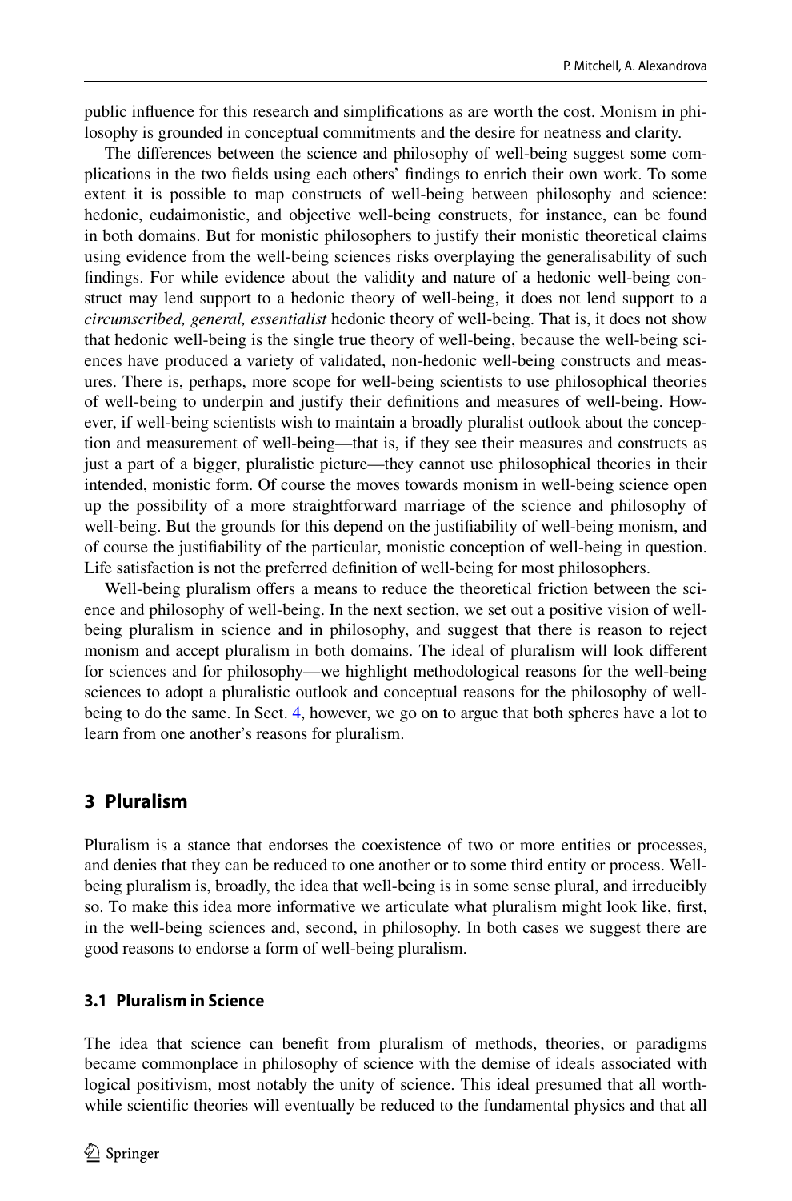public influence for this research and simplifications as are worth the cost. Monism in philosophy is grounded in conceptual commitments and the desire for neatness and clarity.

The differences between the science and philosophy of well-being suggest some complications in the two fields using each others' findings to enrich their own work. To some extent it is possible to map constructs of well-being between philosophy and science: hedonic, eudaimonistic, and objective well-being constructs, for instance, can be found in both domains. But for monistic philosophers to justify their monistic theoretical claims using evidence from the well-being sciences risks overplaying the generalisability of such findings. For while evidence about the validity and nature of a hedonic well-being construct may lend support to a hedonic theory of well-being, it does not lend support to a *circumscribed, general, essentialist* hedonic theory of well-being. That is, it does not show that hedonic well-being is the single true theory of well-being, because the well-being sciences have produced a variety of validated, non-hedonic well-being constructs and measures. There is, perhaps, more scope for well-being scientists to use philosophical theories of well-being to underpin and justify their definitions and measures of well-being. However, if well-being scientists wish to maintain a broadly pluralist outlook about the conception and measurement of well-being—that is, if they see their measures and constructs as just a part of a bigger, pluralistic picture—they cannot use philosophical theories in their intended, monistic form. Of course the moves towards monism in well-being science open up the possibility of a more straightforward marriage of the science and philosophy of well-being. But the grounds for this depend on the justifiability of well-being monism, and of course the justifiability of the particular, monistic conception of well-being in question. Life satisfaction is not the preferred definition of well-being for most philosophers.

Well-being pluralism offers a means to reduce the theoretical friction between the science and philosophy of well-being. In the next section, we set out a positive vision of well-being pluralism in science and in philosophy, and suggest that there is reason to reject monism and accept pluralism in both domains. The ideal of pluralism will look different for sciences and for philosophy—we highlight methodological reasons for the well-being sciences to adopt a pluralistic outlook and conceptual reasons for the philosophy of well-being to do the same. In Sect. 4, however, we go on to argue that both spheres have a lot to learn from one another's reasons for pluralism.

## 3 Pluralism

Pluralism is a stance that endorses the coexistence of two or more entities or processes, and denies that they can be reduced to one another or to some third entity or process. Well-being pluralism is, broadly, the idea that well-being is in some sense plural, and irreducibly so. To make this idea more informative we articulate what pluralism might look like, first, in the well-being sciences and, second, in philosophy. In both cases we suggest there are good reasons to endorse a form of well-being pluralism.

### 3.1 Pluralism in Science

The idea that science can benefit from pluralism of methods, theories, or paradigms became commonplace in philosophy of science with the demise of ideals associated with logical positivism, most notably the unity of science. This ideal presumed that all worthwhile scientific theories will eventually be reduced to the fundamental physics and that all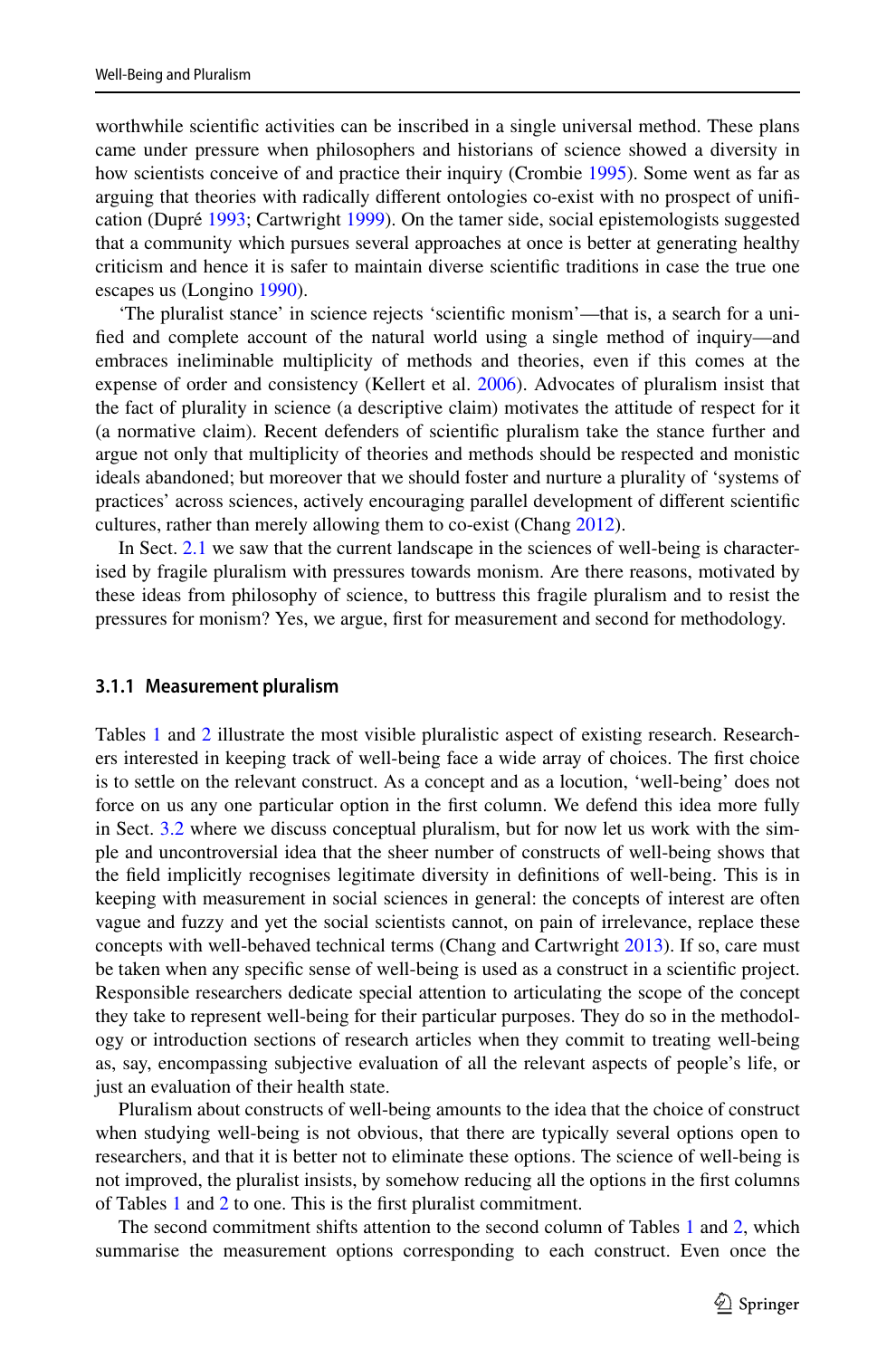worthwhile scientific activities can be inscribed in a single universal method. These plans came under pressure when philosophers and historians of science showed a diversity in how scientists conceive of and practice their inquiry (Crombie 1995). Some went as far as arguing that theories with radically different ontologies co-exist with no prospect of unification (Dupré 1993; Cartwright 1999). On the tamer side, social epistemologists suggested that a community which pursues several approaches at once is better at generating healthy criticism and hence it is safer to maintain diverse scientific traditions in case the true one escapes us (Longino 1990).

'The pluralist stance' in science rejects 'scientific monism'—that is, a search for a unified and complete account of the natural world using a single method of inquiry—and embraces ineliminable multiplicity of methods and theories, even if this comes at the expense of order and consistency (Kellert et al. 2006). Advocates of pluralism insist that the fact of plurality in science (a descriptive claim) motivates the attitude of respect for it (a normative claim). Recent defenders of scientific pluralism take the stance further and argue not only that multiplicity of theories and methods should be respected and monistic ideals abandoned; but moreover that we should foster and nurture a plurality of 'systems of practices' across sciences, actively encouraging parallel development of different scientific cultures, rather than merely allowing them to co-exist (Chang 2012).

In Sect. 2.1 we saw that the current landscape in the sciences of well-being is characterised by fragile pluralism with pressures towards monism. Are there reasons, motivated by these ideas from philosophy of science, to buttress this fragile pluralism and to resist the pressures for monism? Yes, we argue, first for measurement and second for methodology.

#### 3.1.1 Measurement pluralism

Tables 1 and 2 illustrate the most visible pluralistic aspect of existing research. Researchers interested in keeping track of well-being face a wide array of choices. The first choice is to settle on the relevant construct. As a concept and as a locution, 'well-being' does not force on us any one particular option in the first column. We defend this idea more fully in Sect. 3.2 where we discuss conceptual pluralism, but for now let us work with the simple and uncontroversial idea that the sheer number of constructs of well-being shows that the field implicitly recognises legitimate diversity in definitions of well-being. This is in keeping with measurement in social sciences in general: the concepts of interest are often vague and fuzzy and yet the social scientists cannot, on pain of irrelevance, replace these concepts with well-behaved technical terms (Chang and Cartwright 2013). If so, care must be taken when any specific sense of well-being is used as a construct in a scientific project. Responsible researchers dedicate special attention to articulating the scope of the concept they take to represent well-being for their particular purposes. They do so in the methodology or introduction sections of research articles when they commit to treating well-being as, say, encompassing subjective evaluation of all the relevant aspects of people's life, or just an evaluation of their health state.

Pluralism about constructs of well-being amounts to the idea that the choice of construct when studying well-being is not obvious, that there are typically several options open to researchers, and that it is better not to eliminate these options. The science of well-being is not improved, the pluralist insists, by somehow reducing all the options in the first columns of Tables 1 and 2 to one. This is the first pluralist commitment.

The second commitment shifts attention to the second column of Tables 1 and 2, which summarise the measurement options corresponding to each construct. Even once the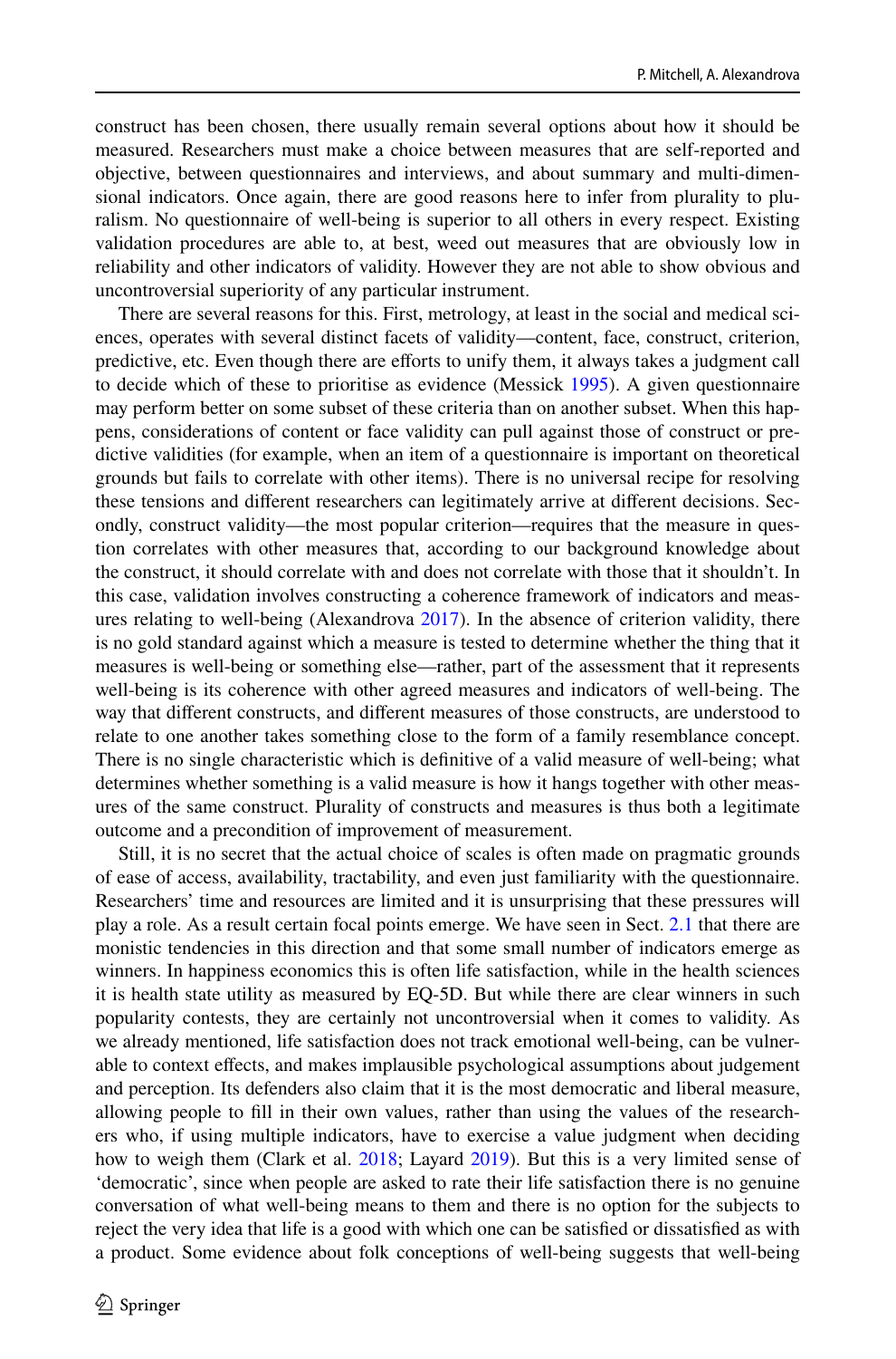construct has been chosen, there usually remain several options about how it should be measured. Researchers must make a choice between measures that are self-reported and objective, between questionnaires and interviews, and about summary and multi-dimensional indicators. Once again, there are good reasons here to infer from plurality to pluralism. No questionnaire of well-being is superior to all others in every respect. Existing validation procedures are able to, at best, weed out measures that are obviously low in reliability and other indicators of validity. However they are not able to show obvious and uncontroversial superiority of any particular instrument.

There are several reasons for this. First, metrology, at least in the social and medical sciences, operates with several distinct facets of validity—content, face, construct, criterion, predictive, etc. Even though there are efforts to unify them, it always takes a judgment call to decide which of these to prioritise as evidence (Messick 1995). A given questionnaire may perform better on some subset of these criteria than on another subset. When this happens, considerations of content or face validity can pull against those of construct or predictive validities (for example, when an item of a questionnaire is important on theoretical grounds but fails to correlate with other items). There is no universal recipe for resolving these tensions and different researchers can legitimately arrive at different decisions. Secondly, construct validity—the most popular criterion—requires that the measure in question correlates with other measures that, according to our background knowledge about the construct, it should correlate with and does not correlate with those that it shouldn't. In this case, validation involves constructing a coherence framework of indicators and measures relating to well-being (Alexandrova 2017). In the absence of criterion validity, there is no gold standard against which a measure is tested to determine whether the thing that it measures is well-being or something else—rather, part of the assessment that it represents well-being is its coherence with other agreed measures and indicators of well-being. The way that different constructs, and different measures of those constructs, are understood to relate to one another takes something close to the form of a family resemblance concept. There is no single characteristic which is definitive of a valid measure of well-being; what determines whether something is a valid measure is how it hangs together with other measures of the same construct. Plurality of constructs and measures is thus both a legitimate outcome and a precondition of improvement of measurement.

Still, it is no secret that the actual choice of scales is often made on pragmatic grounds of ease of access, availability, tractability, and even just familiarity with the questionnaire. Researchers' time and resources are limited and it is unsurprising that these pressures will play a role. As a result certain focal points emerge. We have seen in Sect. 2.1 that there are monistic tendencies in this direction and that some small number of indicators emerge as winners. In happiness economics this is often life satisfaction, while in the health sciences it is health state utility as measured by EQ-5D. But while there are clear winners in such popularity contests, they are certainly not uncontroversial when it comes to validity. As we already mentioned, life satisfaction does not track emotional well-being, can be vulnerable to context effects, and makes implausible psychological assumptions about judgement and perception. Its defenders also claim that it is the most democratic and liberal measure, allowing people to fill in their own values, rather than using the values of the researchers who, if using multiple indicators, have to exercise a value judgment when deciding how to weigh them (Clark et al. 2018; Layard 2019). But this is a very limited sense of 'democratic', since when people are asked to rate their life satisfaction there is no genuine conversation of what well-being means to them and there is no option for the subjects to reject the very idea that life is a good with which one can be satisfied or dissatisfied as with a product. Some evidence about folk conceptions of well-being suggests that well-being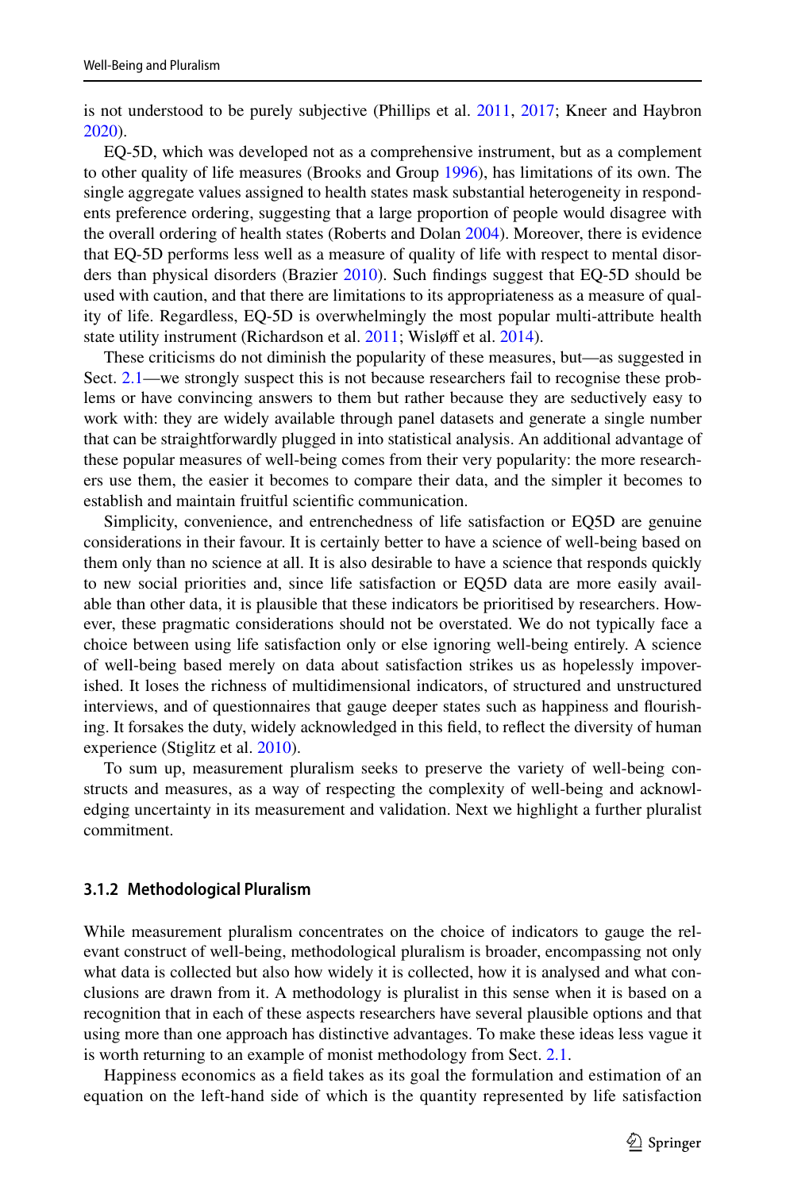is not understood to be purely subjective (Phillips et al. 2011, 2017; Kneer and Haybron 2020).

EQ-5D, which was developed not as a comprehensive instrument, but as a complement to other quality of life measures (Brooks and Group 1996), has limitations of its own. The single aggregate values assigned to health states mask substantial heterogeneity in respondents preference ordering, suggesting that a large proportion of people would disagree with the overall ordering of health states (Roberts and Dolan 2004). Moreover, there is evidence that EQ-5D performs less well as a measure of quality of life with respect to mental disorders than physical disorders (Brazier 2010). Such findings suggest that EQ-5D should be used with caution, and that there are limitations to its appropriateness as a measure of quality of life. Regardless, EQ-5D is overwhelmingly the most popular multi-attribute health state utility instrument (Richardson et al. 2011; Wisløff et al. 2014).

These criticisms do not diminish the popularity of these measures, but—as suggested in Sect. 2.1—we strongly suspect this is not because researchers fail to recognise these problems or have convincing answers to them but rather because they are seductively easy to work with: they are widely available through panel datasets and generate a single number that can be straightforwardly plugged in into statistical analysis. An additional advantage of these popular measures of well-being comes from their very popularity: the more researchers use them, the easier it becomes to compare their data, and the simpler it becomes to establish and maintain fruitful scientific communication.

Simplicity, convenience, and entrenchedness of life satisfaction or EQ5D are genuine considerations in their favour. It is certainly better to have a science of well-being based on them only than no science at all. It is also desirable to have a science that responds quickly to new social priorities and, since life satisfaction or EQ5D data are more easily available than other data, it is plausible that these indicators be prioritised by researchers. However, these pragmatic considerations should not be overstated. We do not typically face a choice between using life satisfaction only or else ignoring well-being entirely. A science of well-being based merely on data about satisfaction strikes us as hopelessly impoverished. It loses the richness of multidimensional indicators, of structured and unstructured interviews, and of questionnaires that gauge deeper states such as happiness and flourishing. It forsakes the duty, widely acknowledged in this field, to reflect the diversity of human experience (Stiglitz et al. 2010).

To sum up, measurement pluralism seeks to preserve the variety of well-being constructs and measures, as a way of respecting the complexity of well-being and acknowledging uncertainty in its measurement and validation. Next we highlight a further pluralist commitment.

### 3.1.2 Methodological Pluralism

While measurement pluralism concentrates on the choice of indicators to gauge the relevant construct of well-being, methodological pluralism is broader, encompassing not only what data is collected but also how widely it is collected, how it is analysed and what conclusions are drawn from it. A methodology is pluralist in this sense when it is based on a recognition that in each of these aspects researchers have several plausible options and that using more than one approach has distinctive advantages. To make these ideas less vague it is worth returning to an example of monist methodology from Sect. 2.1.

Happiness economics as a field takes as its goal the formulation and estimation of an equation on the left-hand side of which is the quantity represented by life satisfaction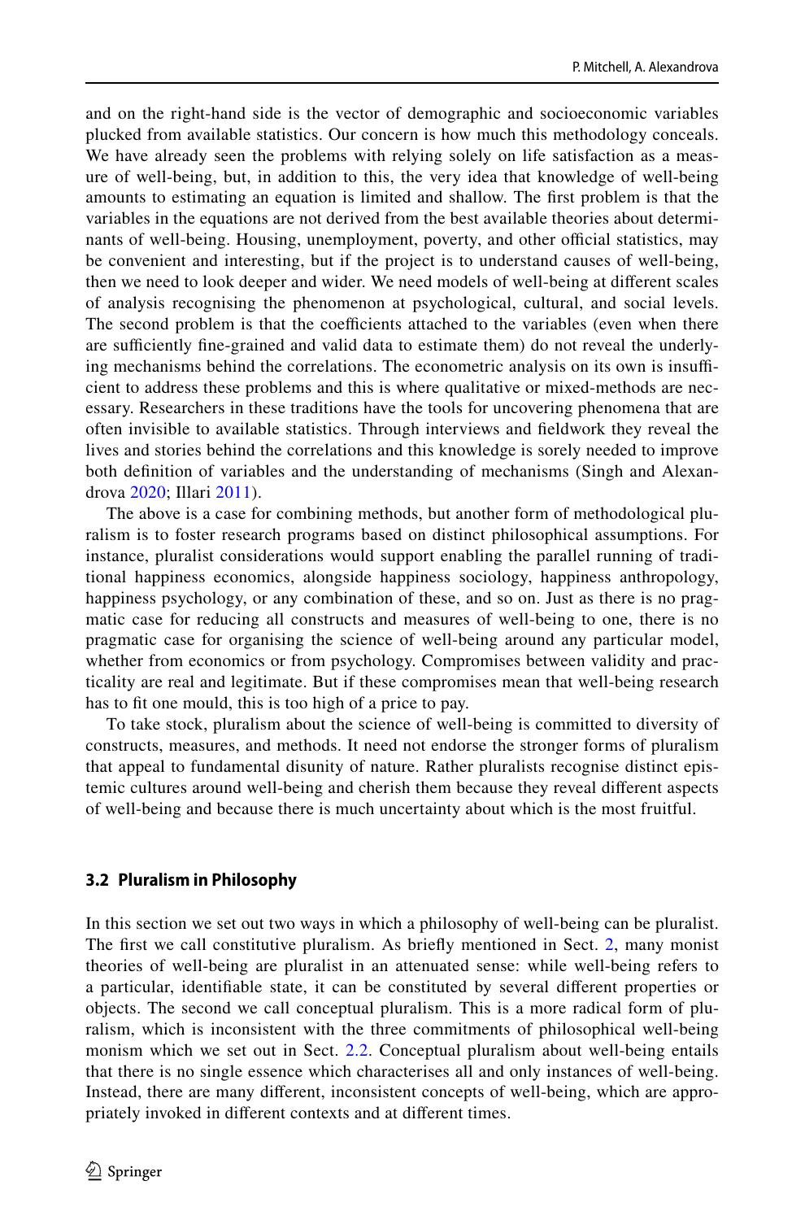and on the right-hand side is the vector of demographic and socioeconomic variables plucked from available statistics. Our concern is how much this methodology conceals. We have already seen the problems with relying solely on life satisfaction as a measure of well-being, but, in addition to this, the very idea that knowledge of well-being amounts to estimating an equation is limited and shallow. The first problem is that the variables in the equations are not derived from the best available theories about determinants of well-being. Housing, unemployment, poverty, and other official statistics, may be convenient and interesting, but if the project is to understand causes of well-being, then we need to look deeper and wider. We need models of well-being at different scales of analysis recognising the phenomenon at psychological, cultural, and social levels. The second problem is that the coefficients attached to the variables (even when there are sufficiently fine-grained and valid data to estimate them) do not reveal the underlying mechanisms behind the correlations. The econometric analysis on its own is insufficient to address these problems and this is where qualitative or mixed-methods are necessary. Researchers in these traditions have the tools for uncovering phenomena that are often invisible to available statistics. Through interviews and fieldwork they reveal the lives and stories behind the correlations and this knowledge is sorely needed to improve both definition of variables and the understanding of mechanisms (Singh and Alexandrova 2020; Illari 2011).

The above is a case for combining methods, but another form of methodological pluralism is to foster research programs based on distinct philosophical assumptions. For instance, pluralist considerations would support enabling the parallel running of traditional happiness economics, alongside happiness sociology, happiness anthropology, happiness psychology, or any combination of these, and so on. Just as there is no pragmatic case for reducing all constructs and measures of well-being to one, there is no pragmatic case for organising the science of well-being around any particular model, whether from economics or from psychology. Compromises between validity and practicality are real and legitimate. But if these compromises mean that well-being research has to fit one mould, this is too high of a price to pay.

To take stock, pluralism about the science of well-being is committed to diversity of constructs, measures, and methods. It need not endorse the stronger forms of pluralism that appeal to fundamental disunity of nature. Rather pluralists recognise distinct epistemic cultures around well-being and cherish them because they reveal different aspects of well-being and because there is much uncertainty about which is the most fruitful.

### 3.2 Pluralism in Philosophy

In this section we set out two ways in which a philosophy of well-being can be pluralist. The first we call constitutive pluralism. As briefly mentioned in Sect. 2, many monist theories of well-being are pluralist in an attenuated sense: while well-being refers to a particular, identifiable state, it can be constituted by several different properties or objects. The second we call conceptual pluralism. This is a more radical form of pluralism, which is inconsistent with the three commitments of philosophical well-being monism which we set out in Sect. 2.2. Conceptual pluralism about well-being entails that there is no single essence which characterises all and only instances of well-being. Instead, there are many different, inconsistent concepts of well-being, which are appropriately invoked in different contexts and at different times.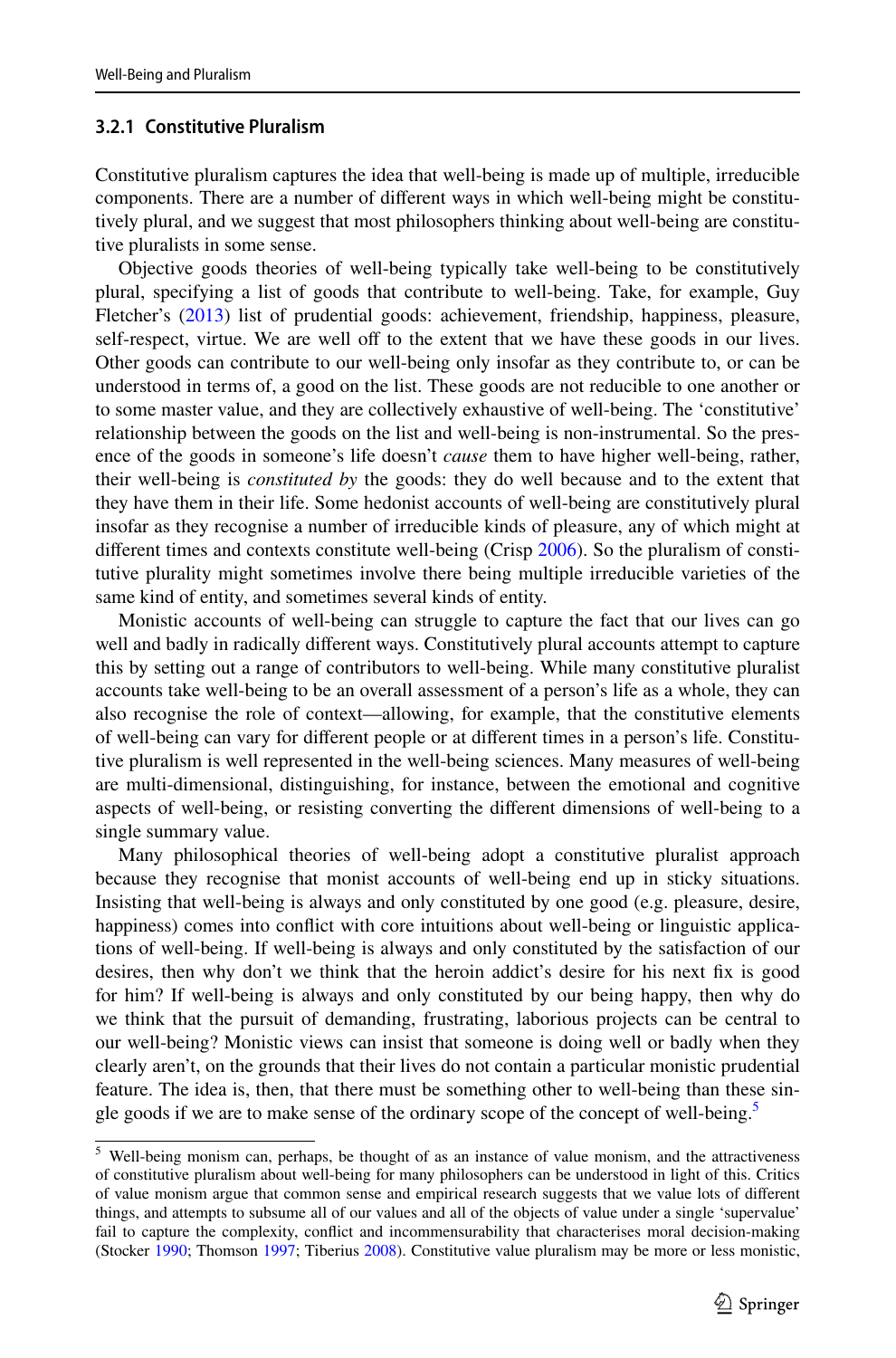### 3.2.1 Constitutive Pluralism

Constitutive pluralism captures the idea that well-being is made up of multiple, irreducible components. There are a number of different ways in which well-being might be constitutively plural, and we suggest that most philosophers thinking about well-being are constitutive pluralists in some sense.

Objective goods theories of well-being typically take well-being to be constitutively plural, specifying a list of goods that contribute to well-being. Take, for example, Guy Fletcher's (2013) list of prudential goods: achievement, friendship, happiness, pleasure, self-respect, virtue. We are well off to the extent that we have these goods in our lives. Other goods can contribute to our well-being only insofar as they contribute to, or can be understood in terms of, a good on the list. These goods are not reducible to one another or to some master value, and they are collectively exhaustive of well-being. The 'constitutive' relationship between the goods on the list and well-being is non-instrumental. So the presence of the goods in someone's life doesn't *cause* them to have higher well-being, rather, their well-being is *constituted by* the goods: they do well because and to the extent that they have them in their life. Some hedonist accounts of well-being are constitutively plural insofar as they recognise a number of irreducible kinds of pleasure, any of which might at different times and contexts constitute well-being (Crisp 2006). So the pluralism of constitutive plurality might sometimes involve there being multiple irreducible varieties of the same kind of entity, and sometimes several kinds of entity.

Monistic accounts of well-being can struggle to capture the fact that our lives can go well and badly in radically different ways. Constitutively plural accounts attempt to capture this by setting out a range of contributors to well-being. While many constitutive pluralist accounts take well-being to be an overall assessment of a person's life as a whole, they can also recognise the role of context—allowing, for example, that the constitutive elements of well-being can vary for different people or at different times in a person's life. Constitutive pluralism is well represented in the well-being sciences. Many measures of well-being are multi-dimensional, distinguishing, for instance, between the emotional and cognitive aspects of well-being, or resisting converting the different dimensions of well-being to a single summary value.

Many philosophical theories of well-being adopt a constitutive pluralist approach because they recognise that monist accounts of well-being end up in sticky situations. Insisting that well-being is always and only constituted by one good (e.g. pleasure, desire, happiness) comes into conflict with core intuitions about well-being or linguistic applications of well-being. If well-being is always and only constituted by the satisfaction of our desires, then why don't we think that the heroin addict's desire for his next fix is good for him? If well-being is always and only constituted by our being happy, then why do we think that the pursuit of demanding, frustrating, laborious projects can be central to our well-being? Monistic views can insist that someone is doing well or badly when they clearly aren't, on the grounds that their lives do not contain a particular monistic prudential feature. The idea is, then, that there must be something other to well-being than these single goods if we are to make sense of the ordinary scope of the concept of well-being.[5]

[5] Well-being monism can, perhaps, be thought of as an instance of value monism, and the attractiveness of constitutive pluralism about well-being for many philosophers can be understood in light of this. Critics of value monism argue that common sense and empirical research suggests that we value lots of different things, and attempts to subsume all of our values and all of the objects of value under a single 'supervalue' fail to capture the complexity, conflict and incommensurability that characterises moral decision-making (Stocker 1990; Thomson 1997; Tiberius 2008). Constitutive value pluralism may be more or less monistic,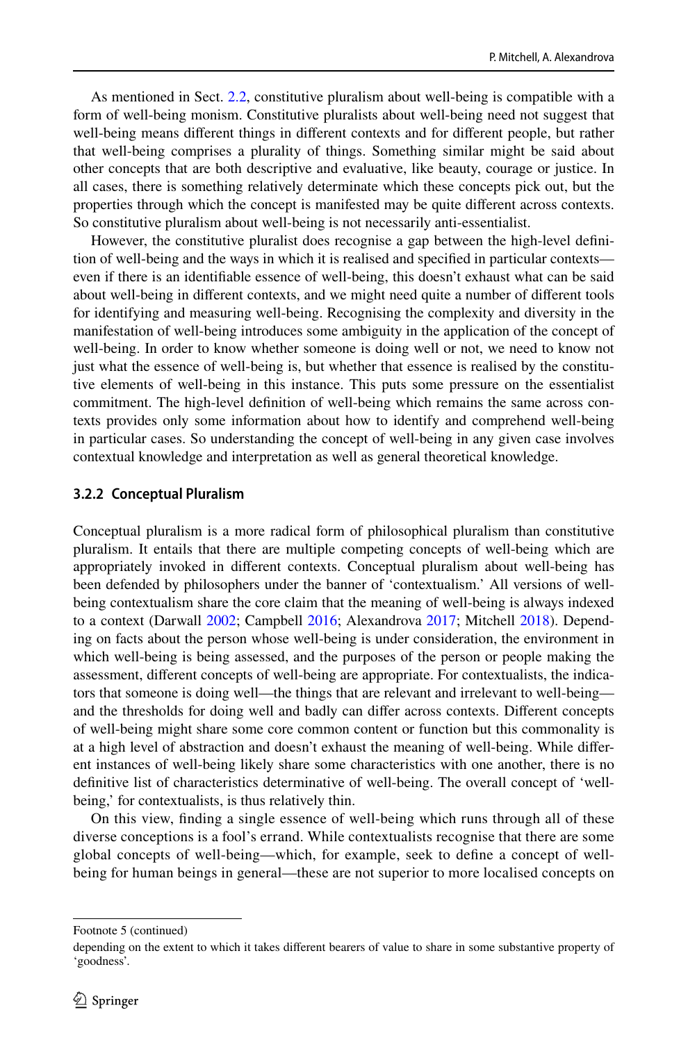As mentioned in Sect. 2.2, constitutive pluralism about well-being is compatible with a form of well-being monism. Constitutive pluralists about well-being need not suggest that well-being means different things in different contexts and for different people, but rather that well-being comprises a plurality of things. Something similar might be said about other concepts that are both descriptive and evaluative, like beauty, courage or justice. In all cases, there is something relatively determinate which these concepts pick out, but the properties through which the concept is manifested may be quite different across contexts. So constitutive pluralism about well-being is not necessarily anti-essentialist.

However, the constitutive pluralist does recognise a gap between the high-level definition of well-being and the ways in which it is realised and specified in particular contexts—even if there is an identifiable essence of well-being, this doesn't exhaust what can be said about well-being in different contexts, and we might need quite a number of different tools for identifying and measuring well-being. Recognising the complexity and diversity in the manifestation of well-being introduces some ambiguity in the application of the concept of well-being. In order to know whether someone is doing well or not, we need to know not just what the essence of well-being is, but whether that essence is realised by the constitutive elements of well-being in this instance. This puts some pressure on the essentialist commitment. The high-level definition of well-being which remains the same across contexts provides only some information about how to identify and comprehend well-being in particular cases. So understanding the concept of well-being in any given case involves contextual knowledge and interpretation as well as general theoretical knowledge.

### 3.2.2 Conceptual Pluralism

Conceptual pluralism is a more radical form of philosophical pluralism than constitutive pluralism. It entails that there are multiple competing concepts of well-being which are appropriately invoked in different contexts. Conceptual pluralism about well-being has been defended by philosophers under the banner of 'contextualism.' All versions of well-being contextualism share the core claim that the meaning of well-being is always indexed to a context (Darwall 2002; Campbell 2016; Alexandrova 2017; Mitchell 2018). Depending on facts about the person whose well-being is under consideration, the environment in which well-being is being assessed, and the purposes of the person or people making the assessment, different concepts of well-being are appropriate. For contextualists, the indicators that someone is doing well—the things that are relevant and irrelevant to well-being—and the thresholds for doing well and badly can differ across contexts. Different concepts of well-being might share some core common content or function but this commonality is at a high level of abstraction and doesn't exhaust the meaning of well-being. While different instances of well-being likely share some characteristics with one another, there is no definitive list of characteristics determinative of well-being. The overall concept of 'well-being,' for contextualists, is thus relatively thin.

On this view, finding a single essence of well-being which runs through all of these diverse conceptions is a fool's errand. While contextualists recognise that there are some global concepts of well-being—which, for example, seek to define a concept of well-being for human beings in general—these are not superior to more localised concepts on

---

Footnote 5 (continued)

depending on the extent to which it takes different bearers of value to share in some substantive property of 'goodness'.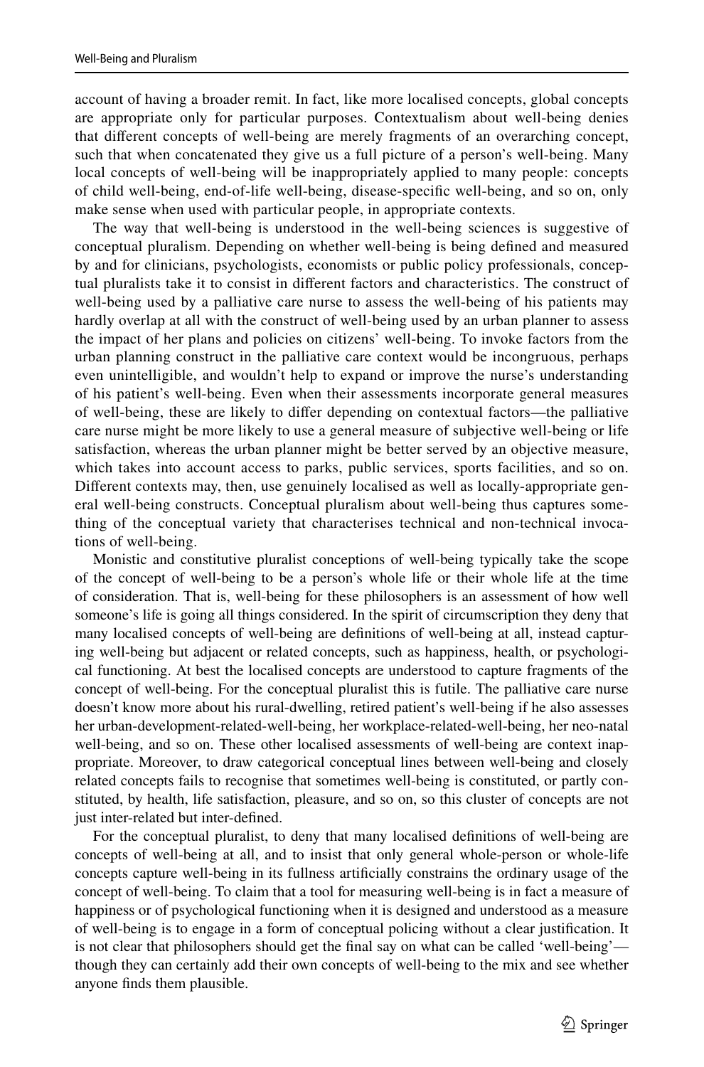account of having a broader remit. In fact, like more localised concepts, global concepts are appropriate only for particular purposes. Contextualism about well-being denies that different concepts of well-being are merely fragments of an overarching concept, such that when concatenated they give us a full picture of a person's well-being. Many local concepts of well-being will be inappropriately applied to many people: concepts of child well-being, end-of-life well-being, disease-specific well-being, and so on, only make sense when used with particular people, in appropriate contexts.

The way that well-being is understood in the well-being sciences is suggestive of conceptual pluralism. Depending on whether well-being is being defined and measured by and for clinicians, psychologists, economists or public policy professionals, conceptual pluralists take it to consist in different factors and characteristics. The construct of well-being used by a palliative care nurse to assess the well-being of his patients may hardly overlap at all with the construct of well-being used by an urban planner to assess the impact of her plans and policies on citizens' well-being. To invoke factors from the urban planning construct in the palliative care context would be incongruous, perhaps even unintelligible, and wouldn't help to expand or improve the nurse's understanding of his patient's well-being. Even when their assessments incorporate general measures of well-being, these are likely to differ depending on contextual factors—the palliative care nurse might be more likely to use a general measure of subjective well-being or life satisfaction, whereas the urban planner might be better served by an objective measure, which takes into account access to parks, public services, sports facilities, and so on. Different contexts may, then, use genuinely localised as well as locally-appropriate general well-being constructs. Conceptual pluralism about well-being thus captures something of the conceptual variety that characterises technical and non-technical invocations of well-being.

Monistic and constitutive pluralist conceptions of well-being typically take the scope of the concept of well-being to be a person's whole life or their whole life at the time of consideration. That is, well-being for these philosophers is an assessment of how well someone's life is going all things considered. In the spirit of circumscription they deny that many localised concepts of well-being are definitions of well-being at all, instead capturing well-being but adjacent or related concepts, such as happiness, health, or psychological functioning. At best the localised concepts are understood to capture fragments of the concept of well-being. For the conceptual pluralist this is futile. The palliative care nurse doesn't know more about his rural-dwelling, retired patient's well-being if he also assesses her urban-development-related-well-being, her workplace-related-well-being, her neo-natal well-being, and so on. These other localised assessments of well-being are context inappropriate. Moreover, to draw categorical conceptual lines between well-being and closely related concepts fails to recognise that sometimes well-being is constituted, or partly constituted, by health, life satisfaction, pleasure, and so on, so this cluster of concepts are not just inter-related but inter-defined.

For the conceptual pluralist, to deny that many localised definitions of well-being are concepts of well-being at all, and to insist that only general whole-person or whole-life concepts capture well-being in its fullness artificially constrains the ordinary usage of the concept of well-being. To claim that a tool for measuring well-being is in fact a measure of happiness or of psychological functioning when it is designed and understood as a measure of well-being is to engage in a form of conceptual policing without a clear justification. It is not clear that philosophers should get the final say on what can be called 'well-being'—though they can certainly add their own concepts of well-being to the mix and see whether anyone finds them plausible.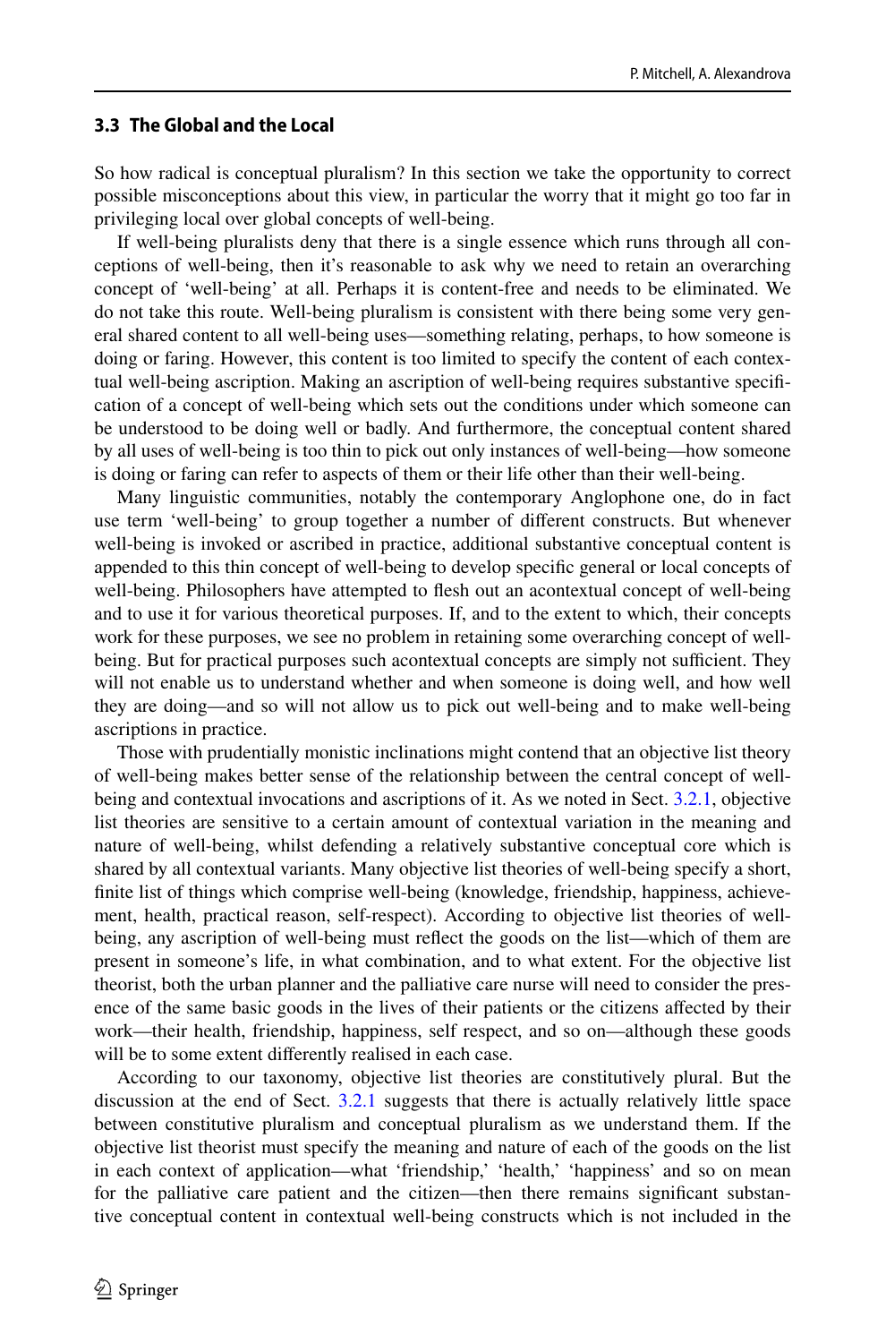### 3.3 The Global and the Local

So how radical is conceptual pluralism? In this section we take the opportunity to correct possible misconceptions about this view, in particular the worry that it might go too far in privileging local over global concepts of well-being.

If well-being pluralists deny that there is a single essence which runs through all conceptions of well-being, then it's reasonable to ask why we need to retain an overarching concept of 'well-being' at all. Perhaps it is content-free and needs to be eliminated. We do not take this route. Well-being pluralism is consistent with there being some very general shared content to all well-being uses—something relating, perhaps, to how someone is doing or faring. However, this content is too limited to specify the content of each contextual well-being ascription. Making an ascription of well-being requires substantive specification of a concept of well-being which sets out the conditions under which someone can be understood to be doing well or badly. And furthermore, the conceptual content shared by all uses of well-being is too thin to pick out only instances of well-being—how someone is doing or faring can refer to aspects of them or their life other than their well-being.

Many linguistic communities, notably the contemporary Anglophone one, do in fact use term 'well-being' to group together a number of different constructs. But whenever well-being is invoked or ascribed in practice, additional substantive conceptual content is appended to this thin concept of well-being to develop specific general or local concepts of well-being. Philosophers have attempted to flesh out an acontextual concept of well-being and to use it for various theoretical purposes. If, and to the extent to which, their concepts work for these purposes, we see no problem in retaining some overarching concept of well-being. But for practical purposes such acontextual concepts are simply not sufficient. They will not enable us to understand whether and when someone is doing well, and how well they are doing—and so will not allow us to pick out well-being and to make well-being ascriptions in practice.

Those with prudentially monistic inclinations might contend that an objective list theory of well-being makes better sense of the relationship between the central concept of well-being and contextual invocations and ascriptions of it. As we noted in Sect. 3.2.1, objective list theories are sensitive to a certain amount of contextual variation in the meaning and nature of well-being, whilst defending a relatively substantive conceptual core which is shared by all contextual variants. Many objective list theories of well-being specify a short, finite list of things which comprise well-being (knowledge, friendship, happiness, achievement, health, practical reason, self-respect). According to objective list theories of well-being, any ascription of well-being must reflect the goods on the list—which of them are present in someone's life, in what combination, and to what extent. For the objective list theorist, both the urban planner and the palliative care nurse will need to consider the presence of the same basic goods in the lives of their patients or the citizens affected by their work—their health, friendship, happiness, self respect, and so on—although these goods will be to some extent differently realised in each case.

According to our taxonomy, objective list theories are constitutively plural. But the discussion at the end of Sect. 3.2.1 suggests that there is actually relatively little space between constitutive pluralism and conceptual pluralism as we understand them. If the objective list theorist must specify the meaning and nature of each of the goods on the list in each context of application—what 'friendship,' 'health,' 'happiness' and so on mean for the palliative care patient and the citizen—then there remains significant substantive conceptual content in contextual well-being constructs which is not included in the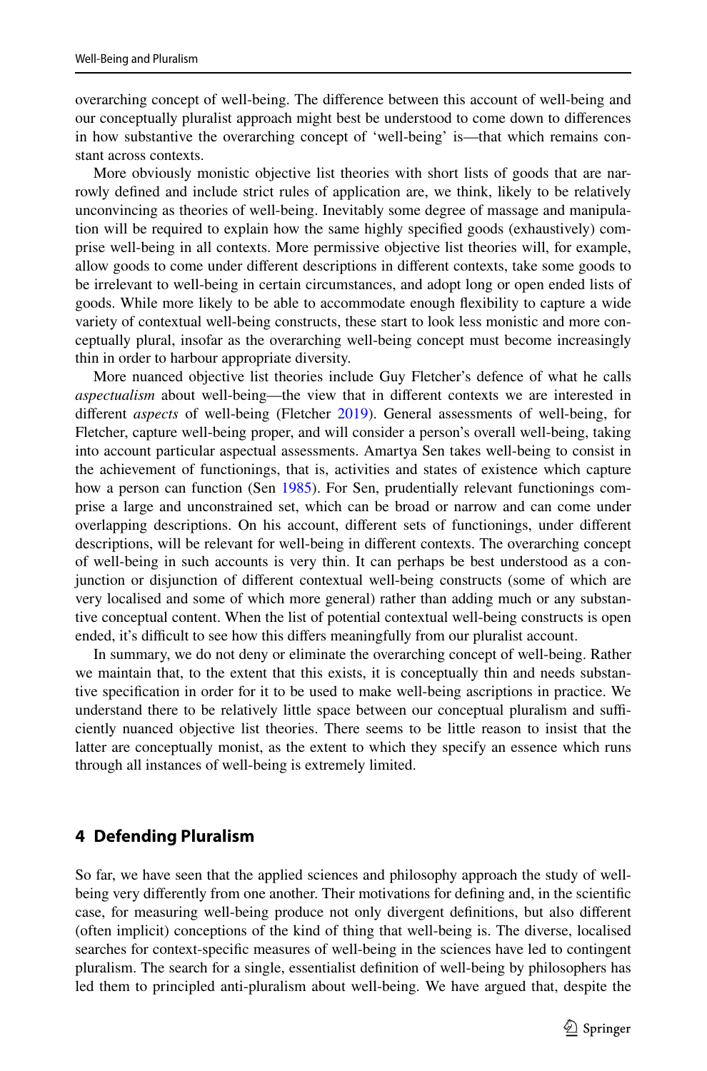overarching concept of well-being. The difference between this account of well-being and our conceptually pluralist approach might best be understood to come down to differences in how substantive the overarching concept of 'well-being' is—that which remains constant across contexts.

More obviously monistic objective list theories with short lists of goods that are narrowly defined and include strict rules of application are, we think, likely to be relatively unconvincing as theories of well-being. Inevitably some degree of massage and manipulation will be required to explain how the same highly specified goods (exhaustively) comprise well-being in all contexts. More permissive objective list theories will, for example, allow goods to come under different descriptions in different contexts, take some goods to be irrelevant to well-being in certain circumstances, and adopt long or open ended lists of goods. While more likely to be able to accommodate enough flexibility to capture a wide variety of contextual well-being constructs, these start to look less monistic and more conceptually plural, insofar as the overarching well-being concept must become increasingly thin in order to harbour appropriate diversity.

More nuanced objective list theories include Guy Fletcher's defence of what he calls *aspectualism* about well-being—the view that in different contexts we are interested in different *aspects* of well-being (Fletcher 2019). General assessments of well-being, for Fletcher, capture well-being proper, and will consider a person's overall well-being, taking into account particular aspectual assessments. Amartya Sen takes well-being to consist in the achievement of functionings, that is, activities and states of existence which capture how a person can function (Sen 1985). For Sen, prudentially relevant functionings comprise a large and unconstrained set, which can be broad or narrow and can come under overlapping descriptions. On his account, different sets of functionings, under different descriptions, will be relevant for well-being in different contexts. The overarching concept of well-being in such accounts is very thin. It can perhaps be best understood as a conjunction or disjunction of different contextual well-being constructs (some of which are very localised and some of which more general) rather than adding much or any substantive conceptual content. When the list of potential contextual well-being constructs is open ended, it's difficult to see how this differs meaningfully from our pluralist account.

In summary, we do not deny or eliminate the overarching concept of well-being. Rather we maintain that, to the extent that this exists, it is conceptually thin and needs substantive specification in order for it to be used to make well-being ascriptions in practice. We understand there to be relatively little space between our conceptual pluralism and sufficiently nuanced objective list theories. There seems to be little reason to insist that the latter are conceptually monist, as the extent to which they specify an essence which runs through all instances of well-being is extremely limited.

## 4 Defending Pluralism

So far, we have seen that the applied sciences and philosophy approach the study of well-being very differently from one another. Their motivations for defining and, in the scientific case, for measuring well-being produce not only divergent definitions, but also different (often implicit) conceptions of the kind of thing that well-being is. The diverse, localised searches for context-specific measures of well-being in the sciences have led to contingent pluralism. The search for a single, essentialist definition of well-being by philosophers has led them to principled anti-pluralism about well-being. We have argued that, despite the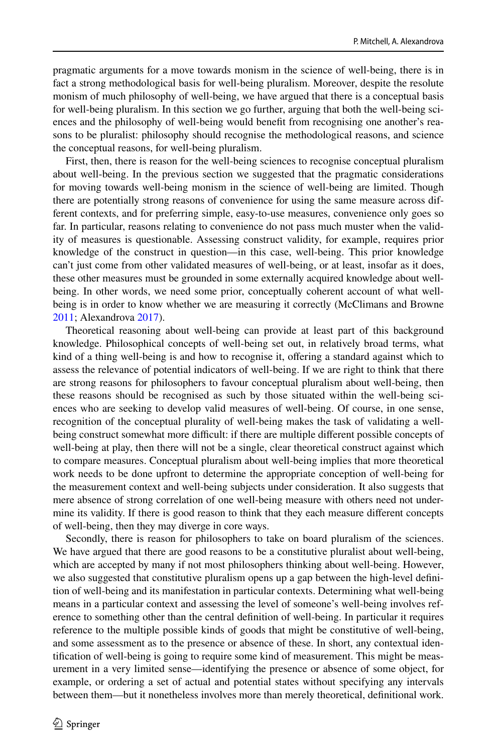pragmatic arguments for a move towards monism in the science of well-being, there is in fact a strong methodological basis for well-being pluralism. Moreover, despite the resolute monism of much philosophy of well-being, we have argued that there is a conceptual basis for well-being pluralism. In this section we go further, arguing that both the well-being sciences and the philosophy of well-being would benefit from recognising one another's reasons to be pluralist: philosophy should recognise the methodological reasons, and science the conceptual reasons, for well-being pluralism.

First, then, there is reason for the well-being sciences to recognise conceptual pluralism about well-being. In the previous section we suggested that the pragmatic considerations for moving towards well-being monism in the science of well-being are limited. Though there are potentially strong reasons of convenience for using the same measure across different contexts, and for preferring simple, easy-to-use measures, convenience only goes so far. In particular, reasons relating to convenience do not pass much muster when the validity of measures is questionable. Assessing construct validity, for example, requires prior knowledge of the construct in question—in this case, well-being. This prior knowledge can't just come from other validated measures of well-being, or at least, insofar as it does, these other measures must be grounded in some externally acquired knowledge about well-being. In other words, we need some prior, conceptually coherent account of what well-being is in order to know whether we are measuring it correctly (McClimans and Browne 2011; Alexandrova 2017).

Theoretical reasoning about well-being can provide at least part of this background knowledge. Philosophical concepts of well-being set out, in relatively broad terms, what kind of a thing well-being is and how to recognise it, offering a standard against which to assess the relevance of potential indicators of well-being. If we are right to think that there are strong reasons for philosophers to favour conceptual pluralism about well-being, then these reasons should be recognised as such by those situated within the well-being sciences who are seeking to develop valid measures of well-being. Of course, in one sense, recognition of the conceptual plurality of well-being makes the task of validating a well-being construct somewhat more difficult: if there are multiple different possible concepts of well-being at play, then there will not be a single, clear theoretical construct against which to compare measures. Conceptual pluralism about well-being implies that more theoretical work needs to be done upfront to determine the appropriate conception of well-being for the measurement context and well-being subjects under consideration. It also suggests that mere absence of strong correlation of one well-being measure with others need not undermine its validity. If there is good reason to think that they each measure different concepts of well-being, then they may diverge in core ways.

Secondly, there is reason for philosophers to take on board pluralism of the sciences. We have argued that there are good reasons to be a constitutive pluralist about well-being, which are accepted by many if not most philosophers thinking about well-being. However, we also suggested that constitutive pluralism opens up a gap between the high-level definition of well-being and its manifestation in particular contexts. Determining what well-being means in a particular context and assessing the level of someone's well-being involves reference to something other than the central definition of well-being. In particular it requires reference to the multiple possible kinds of goods that might be constitutive of well-being, and some assessment as to the presence or absence of these. In short, any contextual identification of well-being is going to require some kind of measurement. This might be measurement in a very limited sense—identifying the presence or absence of some object, for example, or ordering a set of actual and potential states without specifying any intervals between them—but it nonetheless involves more than merely theoretical, definitional work.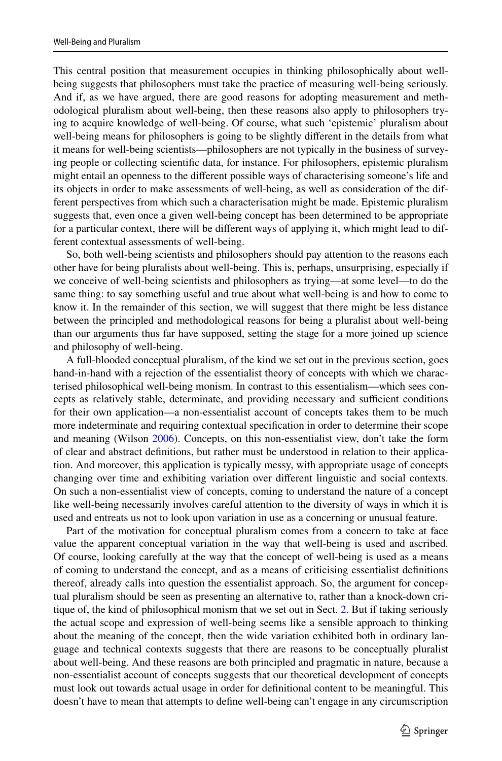This central position that measurement occupies in thinking philosophically about well-being suggests that philosophers must take the practice of measuring well-being seriously. And if, as we have argued, there are good reasons for adopting measurement and methodological pluralism about well-being, then these reasons also apply to philosophers trying to acquire knowledge of well-being. Of course, what such 'epistemic' pluralism about well-being means for philosophers is going to be slightly different in the details from what it means for well-being scientists—philosophers are not typically in the business of surveying people or collecting scientific data, for instance. For philosophers, epistemic pluralism might entail an openness to the different possible ways of characterising someone's life and its objects in order to make assessments of well-being, as well as consideration of the different perspectives from which such a characterisation might be made. Epistemic pluralism suggests that, even once a given well-being concept has been determined to be appropriate for a particular context, there will be different ways of applying it, which might lead to different contextual assessments of well-being.

So, both well-being scientists and philosophers should pay attention to the reasons each other have for being pluralists about well-being. This is, perhaps, unsurprising, especially if we conceive of well-being scientists and philosophers as trying—at some level—to do the same thing: to say something useful and true about what well-being is and how to come to know it. In the remainder of this section, we will suggest that there might be less distance between the principled and methodological reasons for being a pluralist about well-being than our arguments thus far have supposed, setting the stage for a more joined up science and philosophy of well-being.

A full-blooded conceptual pluralism, of the kind we set out in the previous section, goes hand-in-hand with a rejection of the essentialist theory of concepts with which we characterised philosophical well-being monism. In contrast to this essentialism—which sees concepts as relatively stable, determinate, and providing necessary and sufficient conditions for their own application—a non-essentialist account of concepts takes them to be much more indeterminate and requiring contextual specification in order to determine their scope and meaning (Wilson 2006). Concepts, on this non-essentialist view, don't take the form of clear and abstract definitions, but rather must be understood in relation to their application. And moreover, this application is typically messy, with appropriate usage of concepts changing over time and exhibiting variation over different linguistic and social contexts. On such a non-essentialist view of concepts, coming to understand the nature of a concept like well-being necessarily involves careful attention to the diversity of ways in which it is used and entreats us not to look upon variation in use as a concerning or unusual feature.

Part of the motivation for conceptual pluralism comes from a concern to take at face value the apparent conceptual variation in the way that well-being is used and ascribed. Of course, looking carefully at the way that the concept of well-being is used as a means of coming to understand the concept, and as a means of criticising essentialist definitions thereof, already calls into question the essentialist approach. So, the argument for conceptual pluralism should be seen as presenting an alternative to, rather than a knock-down critique of, the kind of philosophical monism that we set out in Sect. 2. But if taking seriously the actual scope and expression of well-being seems like a sensible approach to thinking about the meaning of the concept, then the wide variation exhibited both in ordinary language and technical contexts suggests that there are reasons to be conceptually pluralist about well-being. And these reasons are both principled and pragmatic in nature, because a non-essentialist account of concepts suggests that our theoretical development of concepts must look out towards actual usage in order for definitional content to be meaningful. This doesn't have to mean that attempts to define well-being can't engage in any circumscription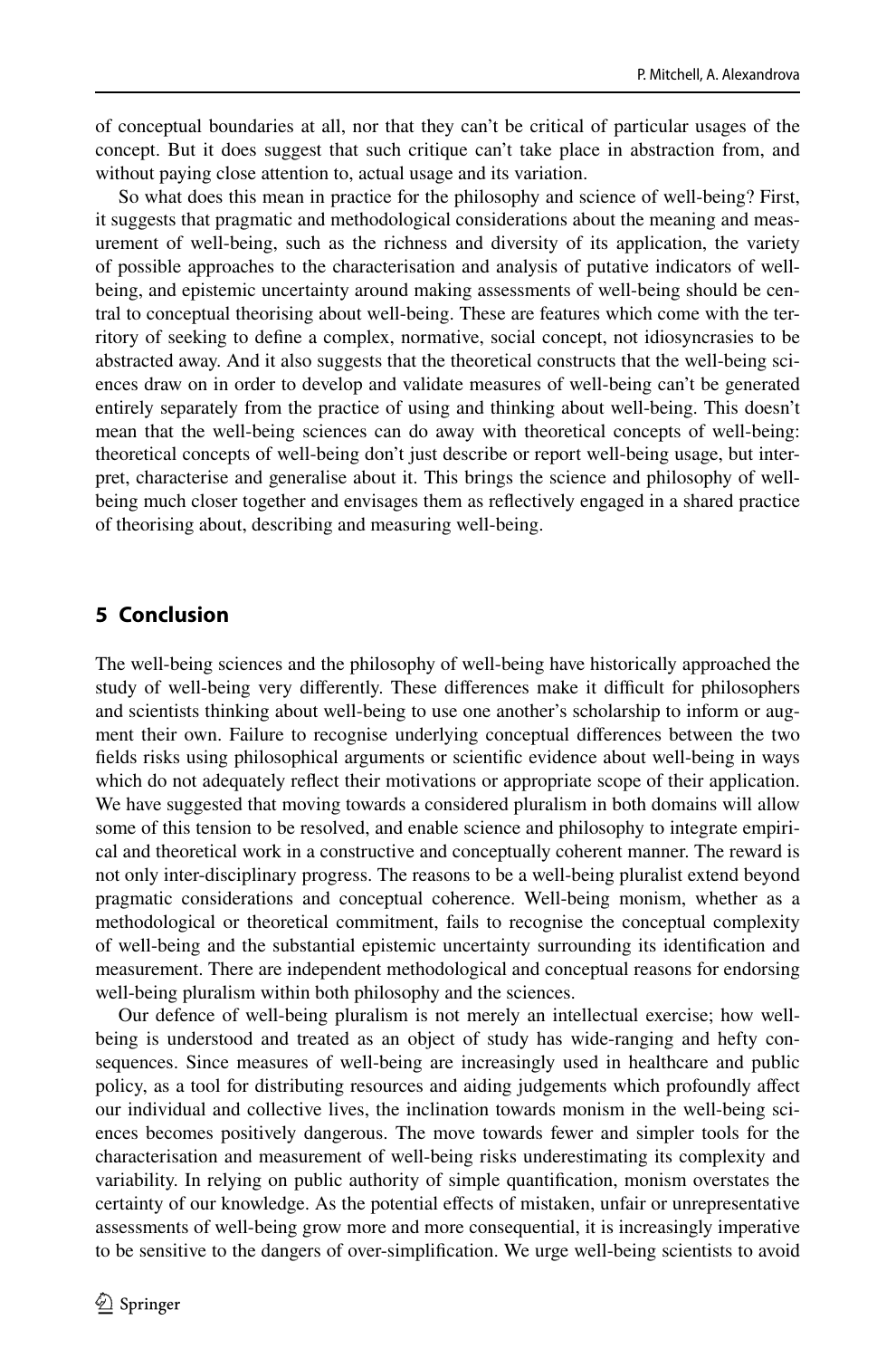of conceptual boundaries at all, nor that they can't be critical of particular usages of the concept. But it does suggest that such critique can't take place in abstraction from, and without paying close attention to, actual usage and its variation.

So what does this mean in practice for the philosophy and science of well-being? First, it suggests that pragmatic and methodological considerations about the meaning and measurement of well-being, such as the richness and diversity of its application, the variety of possible approaches to the characterisation and analysis of putative indicators of well-being, and epistemic uncertainty around making assessments of well-being should be central to conceptual theorising about well-being. These are features which come with the territory of seeking to define a complex, normative, social concept, not idiosyncrasies to be abstracted away. And it also suggests that the theoretical constructs that the well-being sciences draw on in order to develop and validate measures of well-being can't be generated entirely separately from the practice of using and thinking about well-being. This doesn't mean that the well-being sciences can do away with theoretical concepts of well-being: theoretical concepts of well-being don't just describe or report well-being usage, but interpret, characterise and generalise about it. This brings the science and philosophy of well-being much closer together and envisages them as reflectively engaged in a shared practice of theorising about, describing and measuring well-being.

## 5 Conclusion

The well-being sciences and the philosophy of well-being have historically approached the study of well-being very differently. These differences make it difficult for philosophers and scientists thinking about well-being to use one another's scholarship to inform or augment their own. Failure to recognise underlying conceptual differences between the two fields risks using philosophical arguments or scientific evidence about well-being in ways which do not adequately reflect their motivations or appropriate scope of their application. We have suggested that moving towards a considered pluralism in both domains will allow some of this tension to be resolved, and enable science and philosophy to integrate empirical and theoretical work in a constructive and conceptually coherent manner. The reward is not only inter-disciplinary progress. The reasons to be a well-being pluralist extend beyond pragmatic considerations and conceptual coherence. Well-being monism, whether as a methodological or theoretical commitment, fails to recognise the conceptual complexity of well-being and the substantial epistemic uncertainty surrounding its identification and measurement. There are independent methodological and conceptual reasons for endorsing well-being pluralism within both philosophy and the sciences.

Our defence of well-being pluralism is not merely an intellectual exercise; how well-being is understood and treated as an object of study has wide-ranging and hefty consequences. Since measures of well-being are increasingly used in healthcare and public policy, as a tool for distributing resources and aiding judgements which profoundly affect our individual and collective lives, the inclination towards monism in the well-being sciences becomes positively dangerous. The move towards fewer and simpler tools for the characterisation and measurement of well-being risks underestimating its complexity and variability. In relying on public authority of simple quantification, monism overstates the certainty of our knowledge. As the potential effects of mistaken, unfair or unrepresentative assessments of well-being grow more and more consequential, it is increasingly imperative to be sensitive to the dangers of over-simplification. We urge well-being scientists to avoid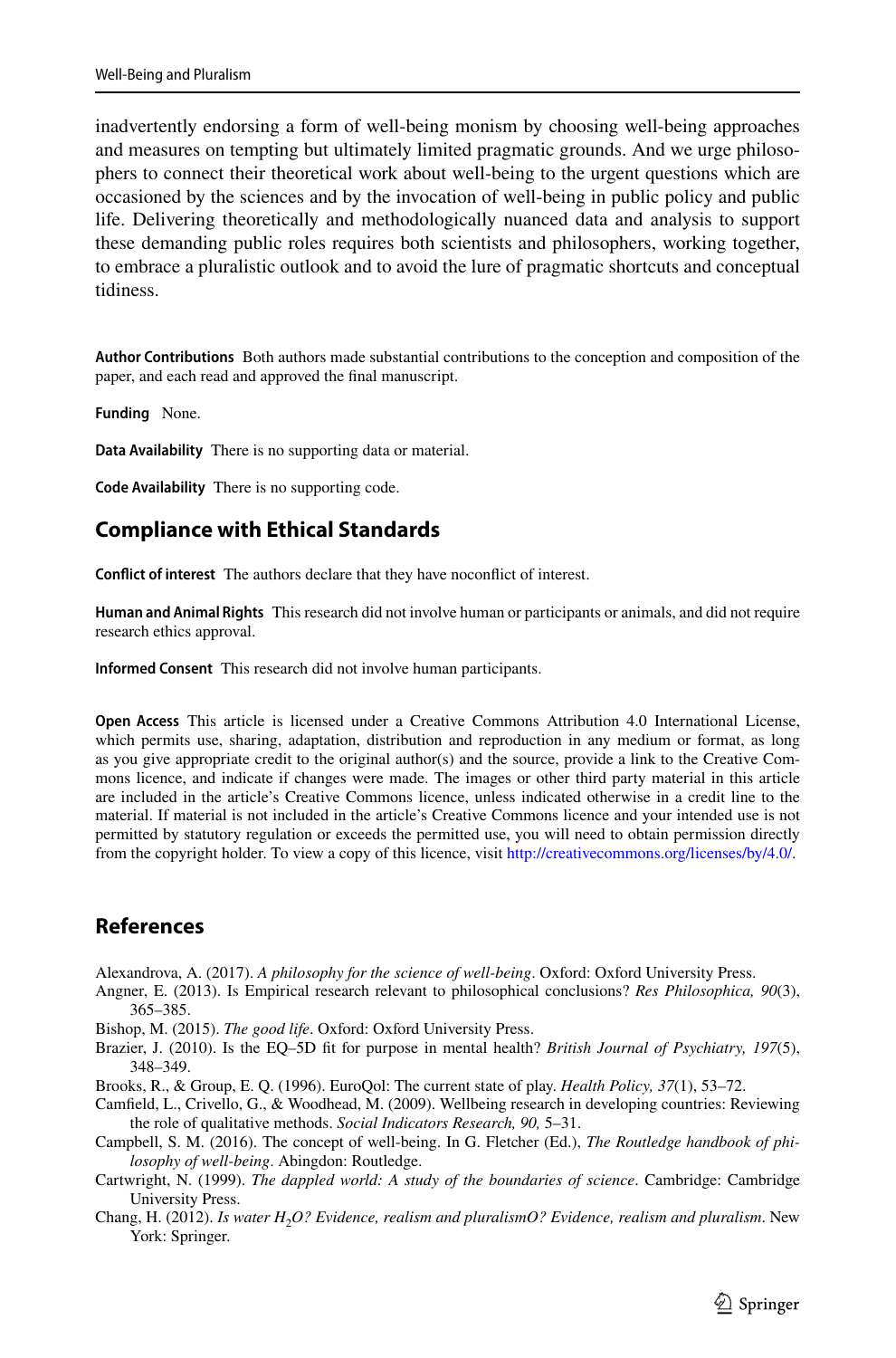inadvertently endorsing a form of well-being monism by choosing well-being approaches and measures on tempting but ultimately limited pragmatic grounds. And we urge philosophers to connect their theoretical work about well-being to the urgent questions which are occasioned by the sciences and by the invocation of well-being in public policy and public life. Delivering theoretically and methodologically nuanced data and analysis to support these demanding public roles requires both scientists and philosophers, working together, to embrace a pluralistic outlook and to avoid the lure of pragmatic shortcuts and conceptual tidiness.

**Author Contributions** Both authors made substantial contributions to the conception and composition of the paper, and each read and approved the final manuscript.

**Funding** None.

**Data Availability** There is no supporting data or material.

**Code Availability** There is no supporting code.

## Compliance with Ethical Standards

**Conflict of interest** The authors declare that they have noconflict of interest.

**Human and Animal Rights** This research did not involve human or participants or animals, and did not require research ethics approval.

**Informed Consent** This research did not involve human participants.

**Open Access** This article is licensed under a Creative Commons Attribution 4.0 International License, which permits use, sharing, adaptation, distribution and reproduction in any medium or format, as long as you give appropriate credit to the original author(s) and the source, provide a link to the Creative Commons licence, and indicate if changes were made. The images or other third party material in this article are included in the article's Creative Commons licence, unless indicated otherwise in a credit line to the material. If material is not included in the article's Creative Commons licence and your intended use is not permitted by statutory regulation or exceeds the permitted use, you will need to obtain permission directly from the copyright holder. To view a copy of this licence, visit http://creativecommons.org/licenses/by/4.0/.

## References

Alexandrova, A. (2017). *A philosophy for the science of well-being*. Oxford: Oxford University Press.

Angner, E. (2013). Is Empirical research relevant to philosophical conclusions? *Res Philosophica, 90*(3), 365–385.

Bishop, M. (2015). *The good life*. Oxford: Oxford University Press.

Brazier, J. (2010). Is the EQ–5D fit for purpose in mental health? *British Journal of Psychiatry, 197*(5), 348–349.

Brooks, R., & Group, E. Q. (1996). EuroQol: The current state of play. *Health Policy, 37*(1), 53–72.

Camfield, L., Crivello, G., & Woodhead, M. (2009). Wellbeing research in developing countries: Reviewing the role of qualitative methods. *Social Indicators Research, 90,* 5–31.

Campbell, S. M. (2016). The concept of well-being. In G. Fletcher (Ed.), *The Routledge handbook of philosophy of well-being*. Abingdon: Routledge.

Cartwright, N. (1999). *The dappled world: A study of the boundaries of science*. Cambridge: Cambridge University Press.

Chang, H. (2012). *Is water $H_2O$? Evidence, realism and pluralismO? Evidence, realism and pluralism*. New York: Springer.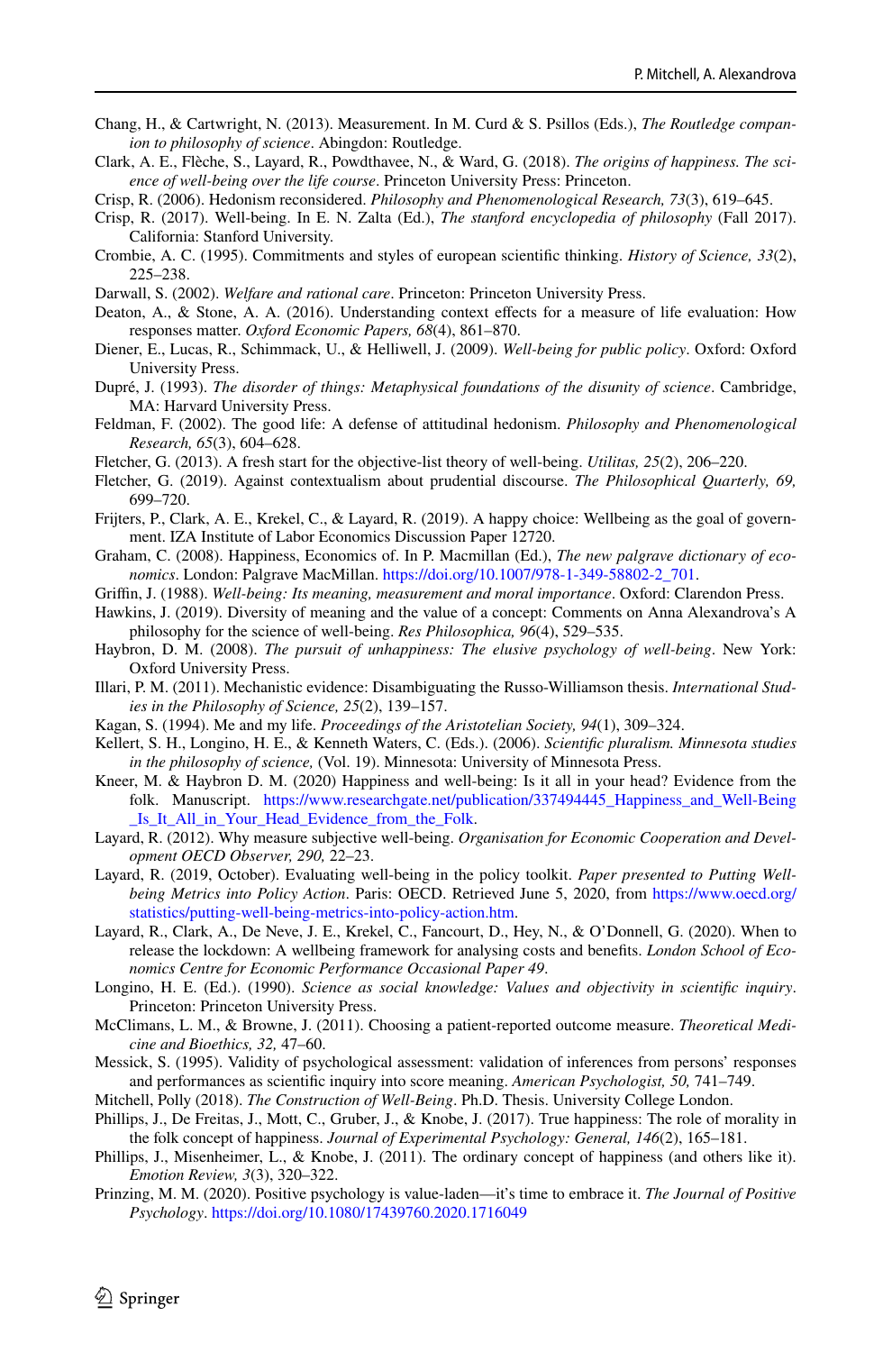Chang, H., & Cartwright, N. (2013). Measurement. In M. Curd & S. Psillos (Eds.), *The Routledge companion to philosophy of science*. Abingdon: Routledge.

Clark, A. E., Flèche, S., Layard, R., Powdthavee, N., & Ward, G. (2018). *The origins of happiness. The science of well-being over the life course*. Princeton University Press: Princeton.

Crisp, R. (2006). Hedonism reconsidered. *Philosophy and Phenomenological Research, 73*(3), 619–645.

Crisp, R. (2017). Well-being. In E. N. Zalta (Ed.), *The stanford encyclopedia of philosophy* (Fall 2017). California: Stanford University.

Crombie, A. C. (1995). Commitments and styles of european scientific thinking. *History of Science, 33*(2), 225–238.

Darwall, S. (2002). *Welfare and rational care*. Princeton: Princeton University Press.

Deaton, A., & Stone, A. A. (2016). Understanding context effects for a measure of life evaluation: How responses matter. *Oxford Economic Papers, 68*(4), 861–870.

Diener, E., Lucas, R., Schimmack, U., & Helliwell, J. (2009). *Well-being for public policy*. Oxford: Oxford University Press.

Dupré, J. (1993). *The disorder of things: Metaphysical foundations of the disunity of science*. Cambridge, MA: Harvard University Press.

Feldman, F. (2002). The good life: A defense of attitudinal hedonism. *Philosophy and Phenomenological Research, 65*(3), 604–628.

Fletcher, G. (2013). A fresh start for the objective-list theory of well-being. *Utilitas, 25*(2), 206–220.

Fletcher, G. (2019). Against contextualism about prudential discourse. *The Philosophical Quarterly, 69,* 699–720.

Frijters, P., Clark, A. E., Krekel, C., & Layard, R. (2019). A happy choice: Wellbeing as the goal of government. IZA Institute of Labor Economics Discussion Paper 12720.

Graham, C. (2008). Happiness, Economics of. In P. Macmillan (Ed.), *The new palgrave dictionary of economics*. London: Palgrave MacMillan. https://doi.org/10.1007/978-1-349-58802-2_701.

Griffin, J. (1988). *Well-being: Its meaning, measurement and moral importance*. Oxford: Clarendon Press.

Hawkins, J. (2019). Diversity of meaning and the value of a concept: Comments on Anna Alexandrova's A philosophy for the science of well-being. *Res Philosophica, 96*(4), 529–535.

Haybron, D. M. (2008). *The pursuit of unhappiness: The elusive psychology of well-being*. New York: Oxford University Press.

Illari, P. M. (2011). Mechanistic evidence: Disambiguating the Russo-Williamson thesis. *International Studies in the Philosophy of Science, 25*(2), 139–157.

Kagan, S. (1994). Me and my life. *Proceedings of the Aristotelian Society, 94*(1), 309–324.

Kellert, S. H., Longino, H. E., & Kenneth Waters, C. (Eds.). (2006). *Scientific pluralism. Minnesota studies in the philosophy of science,* (Vol. 19). Minnesota: University of Minnesota Press.

Kneer, M. & Haybron D. M. (2020) Happiness and well-being: Is it all in your head? Evidence from the folk. Manuscript. https://www.researchgate.net/publication/337494445_Happiness_and_Well-Being_Is_It_All_in_Your_Head_Evidence_from_the_Folk.

Layard, R. (2012). Why measure subjective well-being. *Organisation for Economic Cooperation and Development OECD Observer, 290,* 22–23.

Layard, R. (2019, October). Evaluating well-being in the policy toolkit. *Paper presented to Putting Well-being Metrics into Policy Action*. Paris: OECD. Retrieved June 5, 2020, from https://www.oecd.org/statistics/putting-well-being-metrics-into-policy-action.htm.

Layard, R., Clark, A., De Neve, J. E., Krekel, C., Fancourt, D., Hey, N., & O'Donnell, G. (2020). When to release the lockdown: A wellbeing framework for analysing costs and benefits. *London School of Economics Centre for Economic Performance Occasional Paper 49*.

Longino, H. E. (Ed.). (1990). *Science as social knowledge: Values and objectivity in scientific inquiry*. Princeton: Princeton University Press.

McClimans, L. M., & Browne, J. (2011). Choosing a patient-reported outcome measure. *Theoretical Medicine and Bioethics, 32,* 47–60.

Messick, S. (1995). Validity of psychological assessment: validation of inferences from persons' responses and performances as scientific inquiry into score meaning. *American Psychologist, 50,* 741–749.

Mitchell, Polly (2018). *The Construction of Well-Being*. Ph.D. Thesis. University College London.

Phillips, J., De Freitas, J., Mott, C., Gruber, J., & Knobe, J. (2017). True happiness: The role of morality in the folk concept of happiness. *Journal of Experimental Psychology: General, 146*(2), 165–181.

Phillips, J., Misenheimer, L., & Knobe, J. (2011). The ordinary concept of happiness (and others like it). *Emotion Review, 3*(3), 320–322.

Prinzing, M. M. (2020). Positive psychology is value-laden—it's time to embrace it. *The Journal of Positive Psychology*. https://doi.org/10.1080/17439760.2020.1716049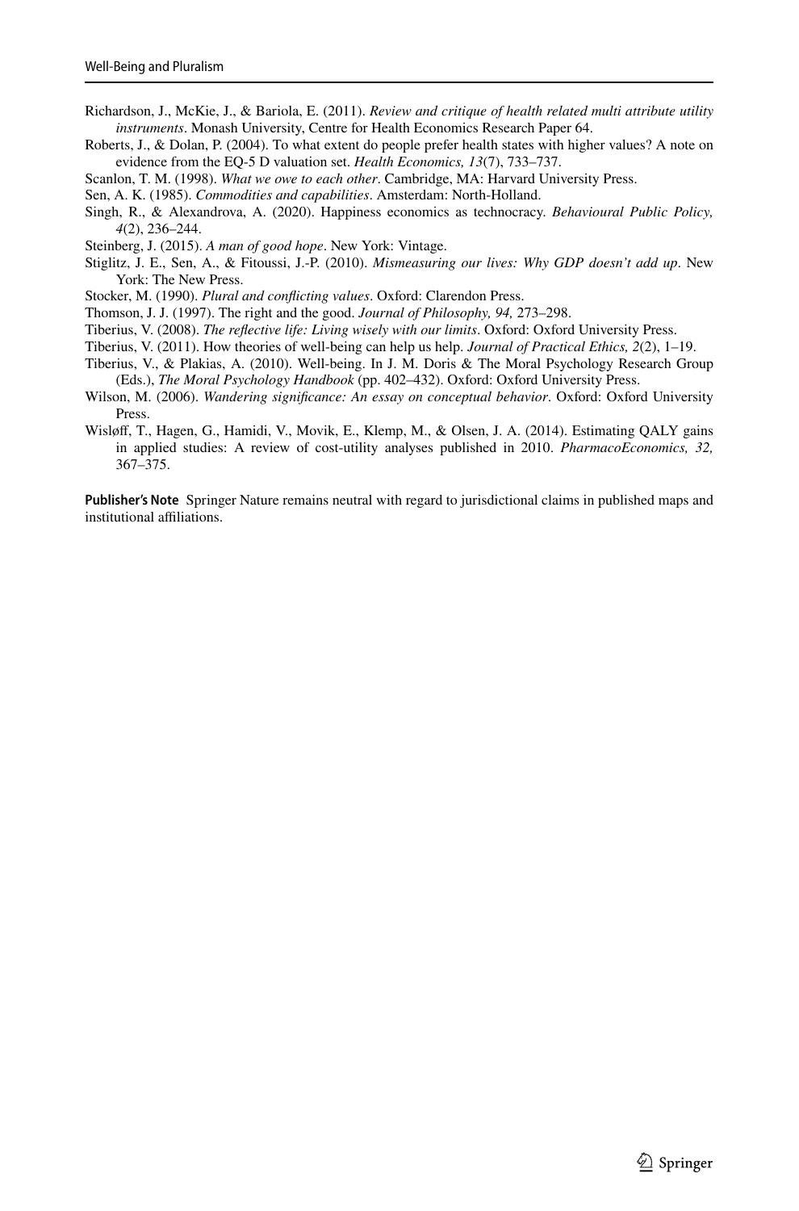Richardson, J., McKie, J., & Bariola, E. (2011). *Review and critique of health related multi attribute utility instruments*. Monash University, Centre for Health Economics Research Paper 64.

Roberts, J., & Dolan, P. (2004). To what extent do people prefer health states with higher values? A note on evidence from the EQ-5 D valuation set. *Health Economics, 13*(7), 733–737.

Scanlon, T. M. (1998). *What we owe to each other*. Cambridge, MA: Harvard University Press.

Sen, A. K. (1985). *Commodities and capabilities*. Amsterdam: North-Holland.

Singh, R., & Alexandrova, A. (2020). Happiness economics as technocracy. *Behavioural Public Policy, 4*(2), 236–244.

Steinberg, J. (2015). *A man of good hope*. New York: Vintage.

Stiglitz, J. E., Sen, A., & Fitoussi, J.-P. (2010). *Mismeasuring our lives: Why GDP doesn't add up*. New York: The New Press.

Stocker, M. (1990). *Plural and conflicting values*. Oxford: Clarendon Press.

Thomson, J. J. (1997). The right and the good. *Journal of Philosophy, 94,* 273–298.

Tiberius, V. (2008). *The reflective life: Living wisely with our limits*. Oxford: Oxford University Press.

Tiberius, V. (2011). How theories of well-being can help us help. *Journal of Practical Ethics, 2*(2), 1–19.

Tiberius, V., & Plakias, A. (2010). Well-being. In J. M. Doris & The Moral Psychology Research Group (Eds.), *The Moral Psychology Handbook* (pp. 402–432). Oxford: Oxford University Press.

Wilson, M. (2006). *Wandering significance: An essay on conceptual behavior*. Oxford: Oxford University Press.

Wisløff, T., Hagen, G., Hamidi, V., Movik, E., Klemp, M., & Olsen, J. A. (2014). Estimating QALY gains in applied studies: A review of cost-utility analyses published in 2010. *PharmacoEconomics, 32,* 367–375.

**Publisher's Note** Springer Nature remains neutral with regard to jurisdictional claims in published maps and institutional affiliations.